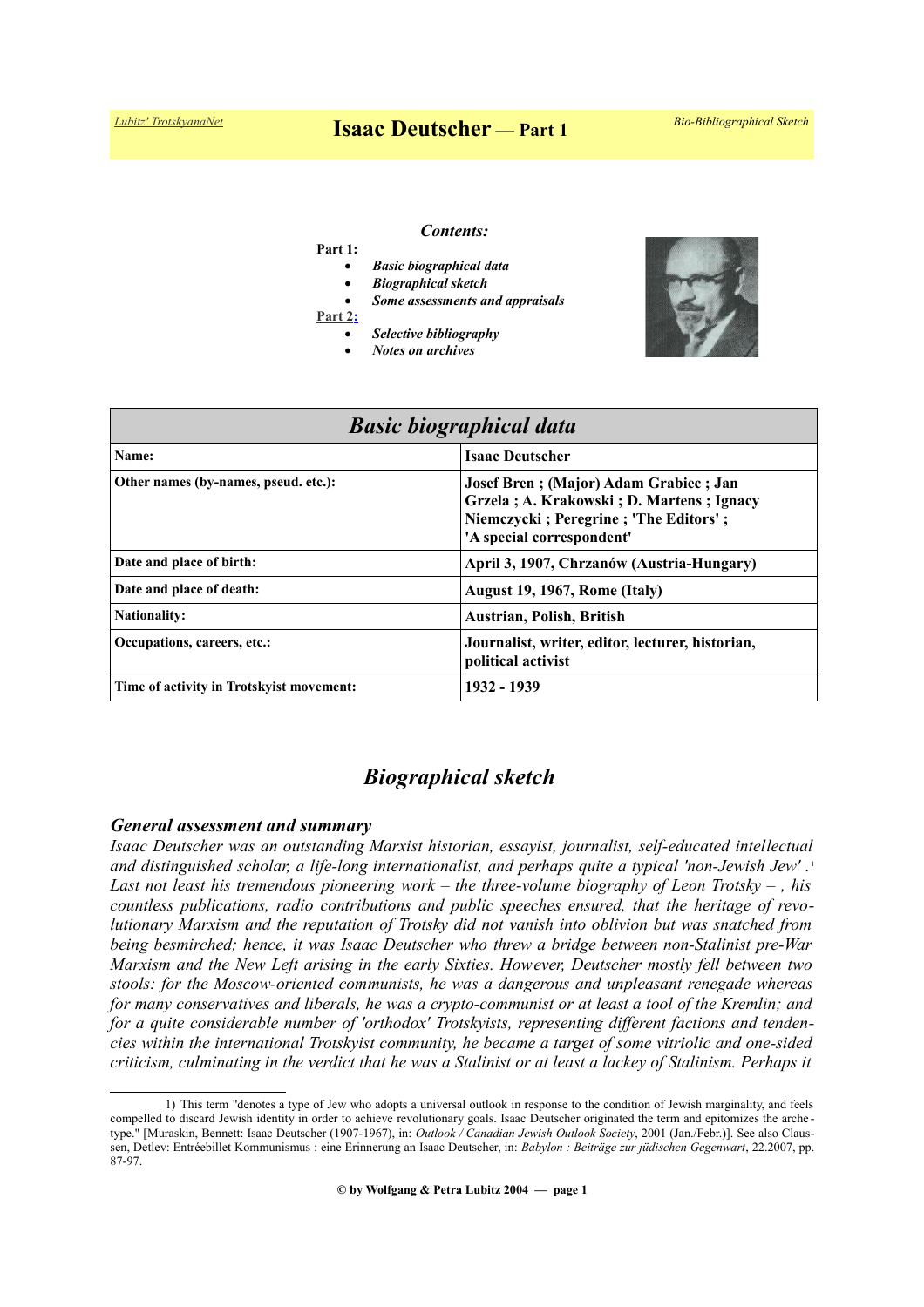# Isaac Deutscher — Part 1

*Bio-Bibliographical Sketch*

***Contents:***

**Part 1:**

- ***Basic biographical data***
- ***Biographical sketch***
- ***Some assessments and appraisals***

**Part 2:**

- ***Selective bibliography***
- ***Notes on archives***

| ***Basic biographical data*** | |
|---|---|
| **Name:** | **Isaac Deutscher** |
| **Other names (by-names, pseud. etc.):** | **Josef Bren ; (Major) Adam Grabiec ; Jan Grzela ; A. Krakowski ; D. Martens ; Ignacy Niemczycki ; Peregrine ; 'The Editors' ; 'A special correspondent'** |
| **Date and place of birth:** | **April 3, 1907, Chrzanów (Austria-Hungary)** |
| **Date and place of death:** | **August 19, 1967, Rome (Italy)** |
| **Nationality:** | **Austrian, Polish, British** |
| **Occupations, careers, etc.:** | **Journalist, writer, editor, lecturer, historian, political activist** |
| **Time of activity in Trotskyist movement:** | **1932 - 1939** |

## *Biographical sketch*

### *General assessment and summary*

*Isaac Deutscher was an outstanding Marxist historian, essayist, journalist, self-educated intellectual and distinguished scholar, a life-long internationalist, and perhaps quite a typical 'non-Jewish Jew'.*[1] *Last not least his tremendous pioneering work – the three-volume biography of Leon Trotsky – , his countless publications, radio contributions and public speeches ensured, that the heritage of revolutionary Marxism and the reputation of Trotsky did not vanish into oblivion but was snatched from being besmirched; hence, it was Isaac Deutscher who threw a bridge between non-Stalinist pre-War Marxism and the New Left arising in the early Sixties. However, Deutscher mostly fell between two stools: for the Moscow-oriented communists, he was a dangerous and unpleasant renegade whereas for many conservatives and liberals, he was a crypto-communist or at least a tool of the Kremlin; and for a quite considerable number of 'orthodox' Trotskyists, representing different factions and tendencies within the international Trotskyist community, he became a target of some vitriolic and one-sided criticism, culminating in the verdict that he was a Stalinist or at least a lackey of Stalinism. Perhaps it*

---

1) This term "denotes a type of Jew who adopts a universal outlook in response to the condition of Jewish marginality, and feels compelled to discard Jewish identity in order to achieve revolutionary goals. Isaac Deutscher originated the term and epitomizes the archetype." [Muraskin, Bennett: Isaac Deutscher (1907-1967), in: *Outlook / Canadian Jewish Outlook Society*, 2001 (Jan./Febr.)]. See also Claussen, Detlev: Entréebillet Kommunismus : eine Erinnerung an Isaac Deutscher, in: *Babylon : Beiträge zur jüdischen Gegenwart*, 22.2007, pp. 87-97.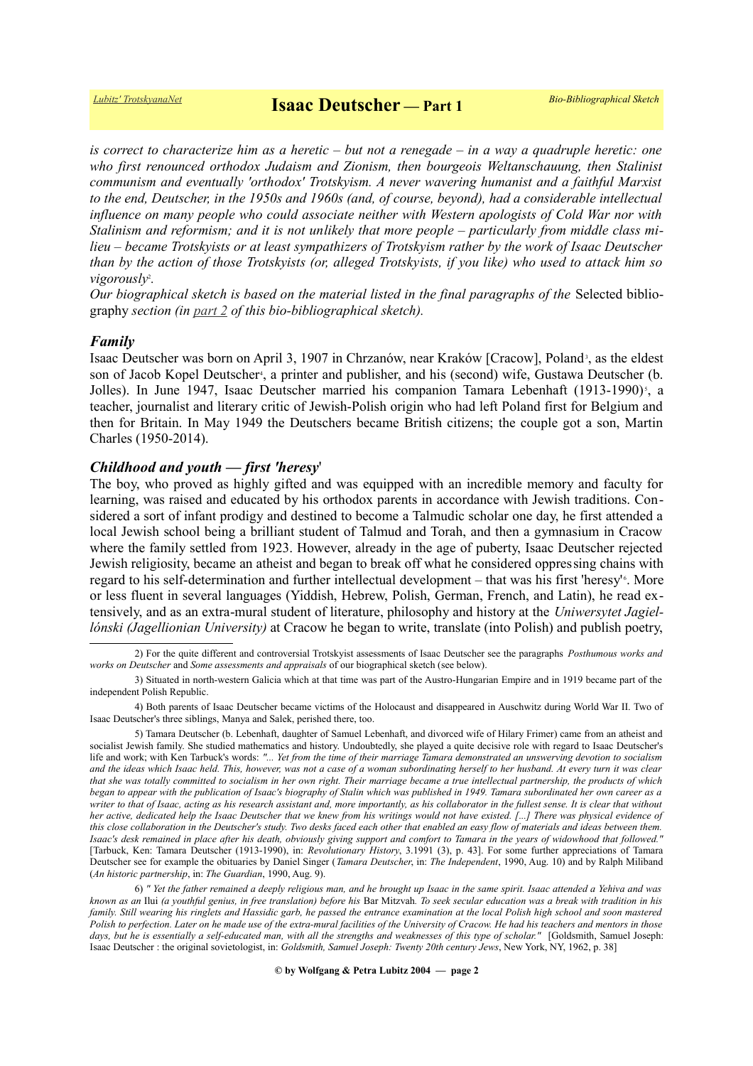*is correct to characterize him as a heretic – but not a renegade – in a way a quadruple heretic: one who first renounced orthodox Judaism and Zionism, then bourgeois Weltanschauung, then Stalinist communism and eventually 'orthodox' Trotskyism. A never wavering humanist and a faithful Marxist to the end, Deutscher, in the 1950s and 1960s (and, of course, beyond), had a considerable intellectual influence on many people who could associate neither with Western apologists of Cold War nor with Stalinism and reformism; and it is not unlikely that more people – particularly from middle class milieu – became Trotskyists or at least sympathizers of Trotskyism rather by the work of Isaac Deutscher than by the action of those Trotskyists (or, alleged Trotskyists, if you like) who used to attack him so vigorously*[2].

*Our biographical sketch is based on the material listed in the final paragraphs of the* Selected bibliography *section (in part 2 of this bio-bibliographical sketch).*

### *Family*

Isaac Deutscher was born on April 3, 1907 in Chrzanów, near Kraków [Cracow], Poland[3], as the eldest son of Jacob Kopel Deutscher[4], a printer and publisher, and his (second) wife, Gustawa Deutscher (b. Jolles). In June 1947, Isaac Deutscher married his companion Tamara Lebenhaft (1913-1990)[5], a teacher, journalist and literary critic of Jewish-Polish origin who had left Poland first for Belgium and then for Britain. In May 1949 the Deutschers became British citizens; the couple got a son, Martin Charles (1950-2014).

### *Childhood and youth — first 'heresy'*

The boy, who proved as highly gifted and was equipped with an incredible memory and faculty for learning, was raised and educated by his orthodox parents in accordance with Jewish traditions. Considered a sort of infant prodigy and destined to become a Talmudic scholar one day, he first attended a local Jewish school being a brilliant student of Talmud and Torah, and then a gymnasium in Cracow where the family settled from 1923. However, already in the age of puberty, Isaac Deutscher rejected Jewish religiosity, became an atheist and began to break off what he considered oppressing chains with regard to his self-determination and further intellectual development – that was his first 'heresy'[6]. More or less fluent in several languages (Yiddish, Hebrew, Polish, German, French, and Latin), he read extensively, and as an extra-mural student of literature, philosophy and history at the *Uniwersytet Jagiellónski (Jagellionian University)* at Cracow he began to write, translate (into Polish) and publish poetry,

---

2) For the quite different and controversial Trotskyist assessments of Isaac Deutscher see the paragraphs *Posthumous works and works on Deutscher* and *Some assessments and appraisals* of our biographical sketch (see below).

3) Situated in north-western Galicia which at that time was part of the Austro-Hungarian Empire and in 1919 became part of the independent Polish Republic.

4) Both parents of Isaac Deutscher became victims of the Holocaust and disappeared in Auschwitz during World War II. Two of Isaac Deutscher's three siblings, Manya and Salek, perished there, too.

5) Tamara Deutscher (b. Lebenhaft, daughter of Samuel Lebenhaft, and divorced wife of Hilary Frimer) came from an atheist and socialist Jewish family. She studied mathematics and history. Undoubtedly, she played a quite decisive role with regard to Isaac Deutscher's life and work; with Ken Tarbuck's words: *"... Yet from the time of their marriage Tamara demonstrated an unswerving devotion to socialism and the ideas which Isaac held. This, however, was not a case of a woman subordinating herself to her husband. At every turn it was clear that she was totally committed to socialism in her own right. Their marriage became a true intellectual partnership, the products of which began to appear with the publication of Isaac's biography of Stalin which was published in 1949. Tamara subordinated her own career as a writer to that of Isaac, acting as his research assistant and, more importantly, as his collaborator in the fullest sense. It is clear that without her active, dedicated help the Isaac Deutscher that we knew from his writings would not have existed. [...] There was physical evidence of this close collaboration in the Deutscher's study. Two desks faced each other that enabled an easy flow of materials and ideas between them. Isaac's desk remained in place after his death, obviously giving support and comfort to Tamara in the years of widowhood that followed."* [Tarbuck, Ken: Tamara Deutscher (1913-1990), in: *Revolutionary History*, 3.1991 (3), p. 43]. For some further appreciations of Tamara Deutscher see for example the obituaries by Daniel Singer (*Tamara Deutscher*, in: *The Independent*, 1990, Aug. 10) and by Ralph Miliband (*An historic partnership*, in: *The Guardian*, 1990, Aug. 9).

6) *" Yet the father remained a deeply religious man, and he brought up Isaac in the same spirit. Isaac attended a Yehiva and was known as an* Ilui *(a youthful genius, in free translation) before his* Bar Mitzvah*. To seek secular education was a break with tradition in his family. Still wearing his ringlets and Hassidic garb, he passed the entrance examination at the local Polish high school and soon mastered Polish to perfection. Later on he made use of the extra-mural facilities of the University of Cracow. He had his teachers and mentors in those days, but he is essentially a self-educated man, with all the strengths and weaknesses of this type of scholar."* [Goldsmith, Samuel Joseph: Isaac Deutscher : the original sovietologist, in: *Goldsmith, Samuel Joseph: Twenty 20th century Jews*, New York, NY, 1962, p. 38]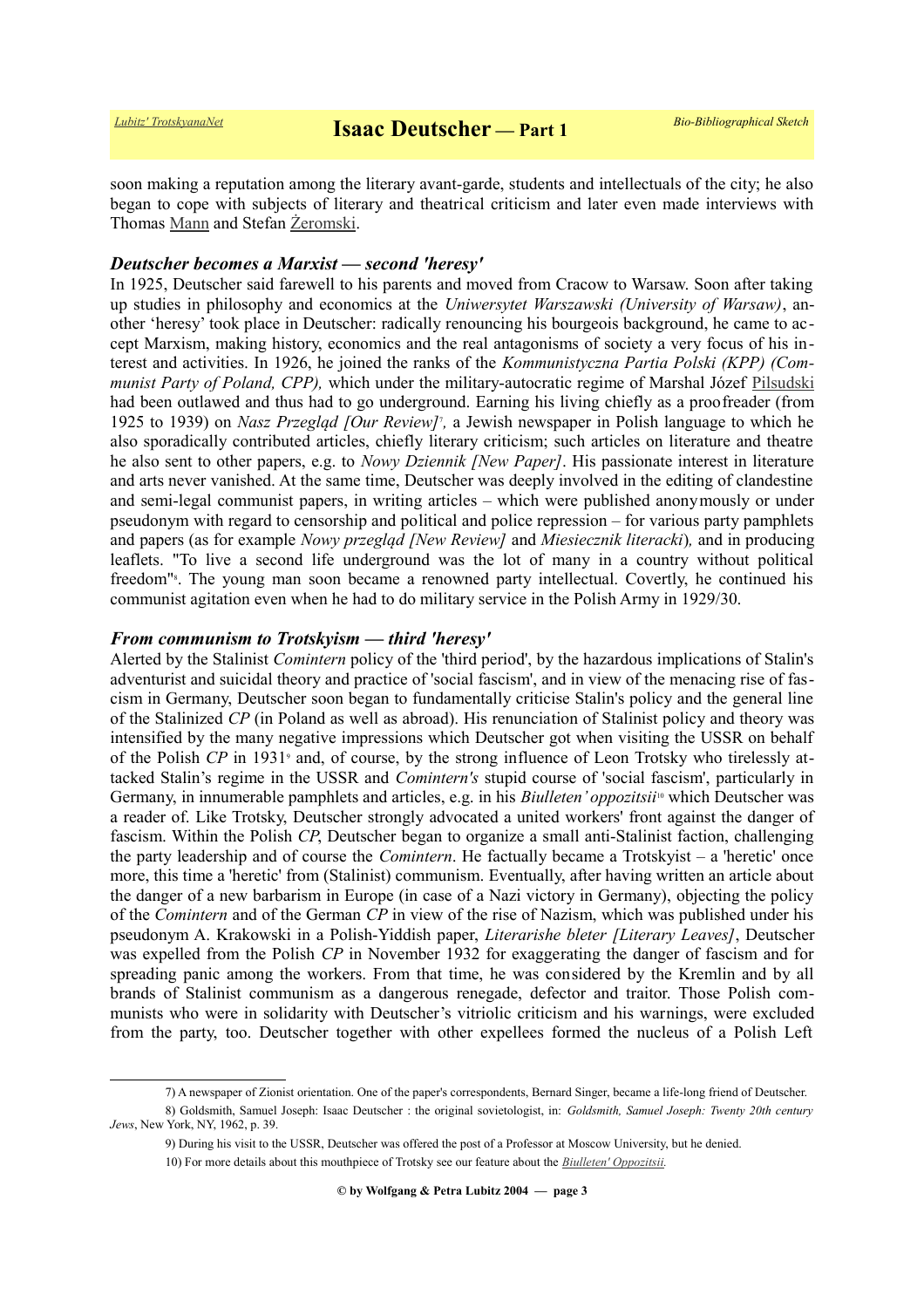soon making a reputation among the literary avant-garde, students and intellectuals of the city; he also began to cope with subjects of literary and theatrical criticism and later even made interviews with Thomas Mann and Stefan Żeromski.

### *Deutscher becomes a Marxist — second 'heresy'*

In 1925, Deutscher said farewell to his parents and moved from Cracow to Warsaw. Soon after taking up studies in philosophy and economics at the *Uniwersytet Warszawski (University of Warsaw)*, another 'heresy' took place in Deutscher: radically renouncing his bourgeois background, he came to accept Marxism, making history, economics and the real antagonisms of society a very focus of his interest and activities. In 1926, he joined the ranks of the *Kommunistyczna Partia Polski (KPP) (Communist Party of Poland, CPP),* which under the military-autocratic regime of Marshal Józef Pilsudski had been outlawed and thus had to go underground. Earning his living chiefly as a proofreader (from 1925 to 1939) on *Nasz Przegląd [Our Review]*[7], a Jewish newspaper in Polish language to which he also sporadically contributed articles, chiefly literary criticism; such articles on literature and theatre he also sent to other papers, e.g. to *Nowy Dziennik [New Paper]*. His passionate interest in literature and arts never vanished. At the same time, Deutscher was deeply involved in the editing of clandestine and semi-legal communist papers, in writing articles – which were published anonymously or under pseudonym with regard to censorship and political and police repression – for various party pamphlets and papers (as for example *Nowy przegląd [New Review]* and *Miesiecznik literacki*), and in producing leaflets. "To live a second life underground was the lot of many in a country without political freedom"[8]. The young man soon became a renowned party intellectual. Covertly, he continued his communist agitation even when he had to do military service in the Polish Army in 1929/30.

### *From communism to Trotskyism — third 'heresy'*

Alerted by the Stalinist *Comintern* policy of the 'third period', by the hazardous implications of Stalin's adventurist and suicidal theory and practice of 'social fascism', and in view of the menacing rise of fascism in Germany, Deutscher soon began to fundamentally criticise Stalin's policy and the general line of the Stalinized *CP* (in Poland as well as abroad). His renunciation of Stalinist policy and theory was intensified by the many negative impressions which Deutscher got when visiting the USSR on behalf of the Polish *CP* in 1931[9] and, of course, by the strong influence of Leon Trotsky who tirelessly attacked Stalin's regime in the USSR and *Comintern's* stupid course of 'social fascism', particularly in Germany, in innumerable pamphlets and articles, e.g. in his *Biulleten' oppozitsii*[10] which Deutscher was a reader of. Like Trotsky, Deutscher strongly advocated a united workers' front against the danger of fascism. Within the Polish *CP*, Deutscher began to organize a small anti-Stalinist faction, challenging the party leadership and of course the *Comintern*. He factually became a Trotskyist – a 'heretic' once more, this time a 'heretic' from (Stalinist) communism. Eventually, after having written an article about the danger of a new barbarism in Europe (in case of a Nazi victory in Germany), objecting the policy of the *Comintern* and of the German *CP* in view of the rise of Nazism, which was published under his pseudonym A. Krakowski in a Polish-Yiddish paper, *Literarishe bleter [Literary Leaves]*, Deutscher was expelled from the Polish *CP* in November 1932 for exaggerating the danger of fascism and for spreading panic among the workers. From that time, he was considered by the Kremlin and by all brands of Stalinist communism as a dangerous renegade, defector and traitor. Those Polish communists who were in solidarity with Deutscher's vitriolic criticism and his warnings, were excluded from the party, too. Deutscher together with other expellees formed the nucleus of a Polish Left

---

7) A newspaper of Zionist orientation. One of the paper's correspondents, Bernard Singer, became a life-long friend of Deutscher.

8) Goldsmith, Samuel Joseph: Isaac Deutscher : the original sovietologist, in: *Goldsmith, Samuel Joseph: Twenty 20th century Jews*, New York, NY, 1962, p. 39.

9) During his visit to the USSR, Deutscher was offered the post of a Professor at Moscow University, but he denied.

10) For more details about this mouthpiece of Trotsky see our feature about the *Biulleten' Oppozitsii.*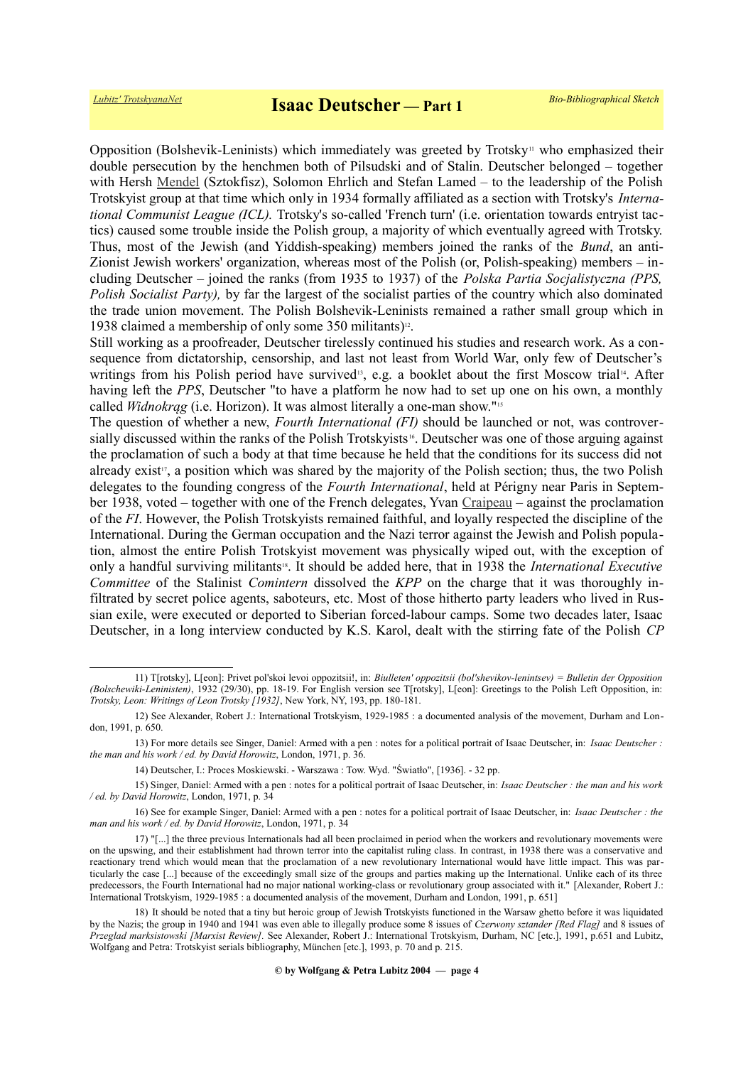Opposition (Bolshevik-Leninists) which immediately was greeted by Trotsky[11] who emphasized their double persecution by the henchmen both of Pilsudski and of Stalin. Deutscher belonged – together with Hersh Mendel (Sztokfisz), Solomon Ehrlich and Stefan Lamed – to the leadership of the Polish Trotskyist group at that time which only in 1934 formally affiliated as a section with Trotsky's *International Communist League (ICL).* Trotsky's so-called 'French turn' (i.e. orientation towards entryist tactics) caused some trouble inside the Polish group, a majority of which eventually agreed with Trotsky. Thus, most of the Jewish (and Yiddish-speaking) members joined the ranks of the *Bund*, an anti-Zionist Jewish workers' organization, whereas most of the Polish (or, Polish-speaking) members – including Deutscher – joined the ranks (from 1935 to 1937) of the *Polska Partia Socjalistyczna (PPS, Polish Socialist Party),* by far the largest of the socialist parties of the country which also dominated the trade union movement. The Polish Bolshevik-Leninists remained a rather small group which in 1938 claimed a membership of only some 350 militants)[12].

Still working as a proofreader, Deutscher tirelessly continued his studies and research work. As a consequence from dictatorship, censorship, and last not least from World War, only few of Deutscher's writings from his Polish period have survived[13], e.g. a booklet about the first Moscow trial[14]. After having left the *PPS*, Deutscher "to have a platform he now had to set up one on his own, a monthly called *Widnokrąg* (i.e. Horizon). It was almost literally a one-man show."[15]

The question of whether a new, *Fourth International (FI)* should be launched or not, was controversially discussed within the ranks of the Polish Trotskyists[16]. Deutscher was one of those arguing against the proclamation of such a body at that time because he held that the conditions for its success did not already exist[17], a position which was shared by the majority of the Polish section; thus, the two Polish delegates to the founding congress of the *Fourth International*, held at Périgny near Paris in September 1938, voted – together with one of the French delegates, Yvan Craipeau – against the proclamation of the *FI*. However, the Polish Trotskyists remained faithful, and loyally respected the discipline of the International. During the German occupation and the Nazi terror against the Jewish and Polish population, almost the entire Polish Trotskyist movement was physically wiped out, with the exception of only a handful surviving militants[18]. It should be added here, that in 1938 the *International Executive Committee* of the Stalinist *Comintern* dissolved the *KPP* on the charge that it was thoroughly infiltrated by secret police agents, saboteurs, etc. Most of those hitherto party leaders who lived in Russian exile, were executed or deported to Siberian forced-labour camps. Some two decades later, Isaac Deutscher, in a long interview conducted by K.S. Karol, dealt with the stirring fate of the Polish *CP*

---

11) T[rotsky], L[eon]: Privet pol'skoi levoi oppozitsii!, in: *Biulleten' oppozitsii (bol'shevikov-lenintsev) = Bulletin der Opposition (Bolschewiki-Leninisten)*, 1932 (29/30), pp. 18-19. For English version see T[rotsky], L[eon]: Greetings to the Polish Left Opposition, in: *Trotsky, Leon: Writings of Leon Trotsky [1932]*, New York, NY, 193, pp. 180-181.

12) See Alexander, Robert J.: International Trotskyism, 1929-1985 : a documented analysis of the movement, Durham and London, 1991, p. 650.

13) For more details see Singer, Daniel: Armed with a pen : notes for a political portrait of Isaac Deutscher, in: *Isaac Deutscher : the man and his work / ed. by David Horowitz*, London, 1971, p. 36.

14) Deutscher, I.: Proces Moskiewski. - Warszawa : Tow. Wyd. "Światło", [1936]. - 32 pp.

15) Singer, Daniel: Armed with a pen : notes for a political portrait of Isaac Deutscher, in: *Isaac Deutscher : the man and his work / ed. by David Horowitz*, London, 1971, p. 34

16) See for example Singer, Daniel: Armed with a pen : notes for a political portrait of Isaac Deutscher, in: *Isaac Deutscher : the man and his work / ed. by David Horowitz*, London, 1971, p. 34

17) "[...] the three previous Internationals had all been proclaimed in period when the workers and revolutionary movements were on the upswing, and their establishment had thrown terror into the capitalist ruling class. In contrast, in 1938 there was a conservative and reactionary trend which would mean that the proclamation of a new revolutionary International would have little impact. This was particularly the case [...] because of the exceedingly small size of the groups and parties making up the International. Unlike each of its three predecessors, the Fourth International had no major national working-class or revolutionary group associated with it." [Alexander, Robert J.: International Trotskyism, 1929-1985 : a documented analysis of the movement, Durham and London, 1991, p. 651]

18) It should be noted that a tiny but heroic group of Jewish Trotskyists functioned in the Warsaw ghetto before it was liquidated by the Nazis; the group in 1940 and 1941 was even able to illegally produce some 8 issues of *Czerwony sztander [Red Flag]* and 8 issues of *Przeglad marksistowski [Marxist Review].* See Alexander, Robert J.: International Trotskyism, Durham, NC [etc.], 1991, p.651 and Lubitz, Wolfgang and Petra: Trotskyist serials bibliography, München [etc.], 1993, p. 70 and p. 215.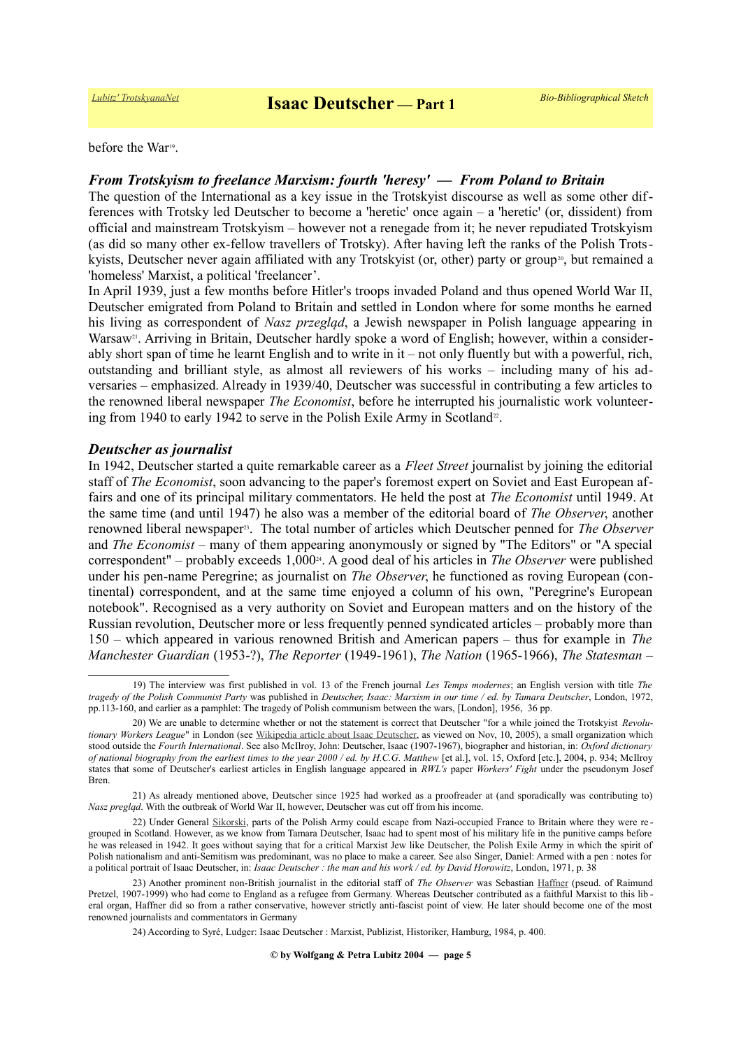before the War[19].

### *From Trotskyism to freelance Marxism: fourth 'heresy' — From Poland to Britain*

The question of the International as a key issue in the Trotskyist discourse as well as some other differences with Trotsky led Deutscher to become a 'heretic' once again – a 'heretic' (or, dissident) from official and mainstream Trotskyism – however not a renegade from it; he never repudiated Trotskyism (as did so many other ex-fellow travellers of Trotsky). After having left the ranks of the Polish Trotskyists, Deutscher never again affiliated with any Trotskyist (or, other) party or group[20], but remained a 'homeless' Marxist, a political 'freelancer'.

In April 1939, just a few months before Hitler's troops invaded Poland and thus opened World War II, Deutscher emigrated from Poland to Britain and settled in London where for some months he earned his living as correspondent of *Nasz przegląd*, a Jewish newspaper in Polish language appearing in Warsaw[21]. Arriving in Britain, Deutscher hardly spoke a word of English; however, within a considerably short span of time he learnt English and to write in it – not only fluently but with a powerful, rich, outstanding and brilliant style, as almost all reviewers of his works – including many of his adversaries – emphasized. Already in 1939/40, Deutscher was successful in contributing a few articles to the renowned liberal newspaper *The Economist*, before he interrupted his journalistic work volunteering from 1940 to early 1942 to serve in the Polish Exile Army in Scotland[22].

### *Deutscher as journalist*

In 1942, Deutscher started a quite remarkable career as a *Fleet Street* journalist by joining the editorial staff of *The Economist*, soon advancing to the paper's foremost expert on Soviet and East European affairs and one of its principal military commentators. He held the post at *The Economist* until 1949. At the same time (and until 1947) he also was a member of the editorial board of *The Observer*, another renowned liberal newspaper[23]. The total number of articles which Deutscher penned for *The Observer* and *The Economist* – many of them appearing anonymously or signed by "The Editors" or "A special correspondent" – probably exceeds 1,000[24]. A good deal of his articles in *The Observer* were published under his pen-name Peregrine; as journalist on *The Observer*, he functioned as roving European (continental) correspondent, and at the same time enjoyed a column of his own, "Peregrine's European notebook". Recognised as a very authority on Soviet and European matters and on the history of the Russian revolution, Deutscher more or less frequently penned syndicated articles – probably more than 150 – which appeared in various renowned British and American papers – thus for example in *The Manchester Guardian* (1953-?), *The Reporter* (1949-1961), *The Nation* (1965-1966), *The Statesman* –

---

19) The interview was first published in vol. 13 of the French journal *Les Temps modernes*; an English version with title *The tragedy of the Polish Communist Party* was published in *Deutscher, Isaac: Marxism in our time / ed. by Tamara Deutscher*, London, 1972, pp.113-160, and earlier as a pamphlet: The tragedy of Polish communism between the wars, [London], 1956, 36 pp.

20) We are unable to determine whether or not the statement is correct that Deutscher "for a while joined the Trotskyist *Revolutionary Workers League*" in London (see Wikipedia article about Isaac Deutscher, as viewed on Nov, 10, 2005), a small organization which stood outside the *Fourth International*. See also McIlroy, John: Deutscher, Isaac (1907-1967), biographer and historian, in: *Oxford dictionary of national biography from the earliest times to the year 2000 / ed. by H.C.G. Matthew* [et al.], vol. 15, Oxford [etc.], 2004, p. 934; McIlroy states that some of Deutscher's earliest articles in English language appeared in *RWL's* paper *Workers' Fight* under the pseudonym Josef Bren.

21) As already mentioned above, Deutscher since 1925 had worked as a proofreader at (and sporadically was contributing to) *Nasz pregląd*. With the outbreak of World War II, however, Deutscher was cut off from his income.

22) Under General Sikorski, parts of the Polish Army could escape from Nazi-occupied France to Britain where they were regrouped in Scotland. However, as we know from Tamara Deutscher, Isaac had to spent most of his military life in the punitive camps before he was released in 1942. It goes without saying that for a critical Marxist Jew like Deutscher, the Polish Exile Army in which the spirit of Polish nationalism and anti-Semitism was predominant, was no place to make a career. See also Singer, Daniel: Armed with a pen : notes for a political portrait of Isaac Deutscher, in: *Isaac Deutscher : the man and his work / ed. by David Horowitz*, London, 1971, p. 38

23) Another prominent non-British journalist in the editorial staff of *The Observer* was Sebastian Haffner (pseud. of Raimund Pretzel, 1907-1999) who had come to England as a refugee from Germany. Whereas Deutscher contributed as a faithful Marxist to this liberal organ, Haffner did so from a rather conservative, however strictly anti-fascist point of view. He later should become one of the most renowned journalists and commentators in Germany

24) According to Syré, Ludger: Isaac Deutscher : Marxist, Publizist, Historiker, Hamburg, 1984, p. 400.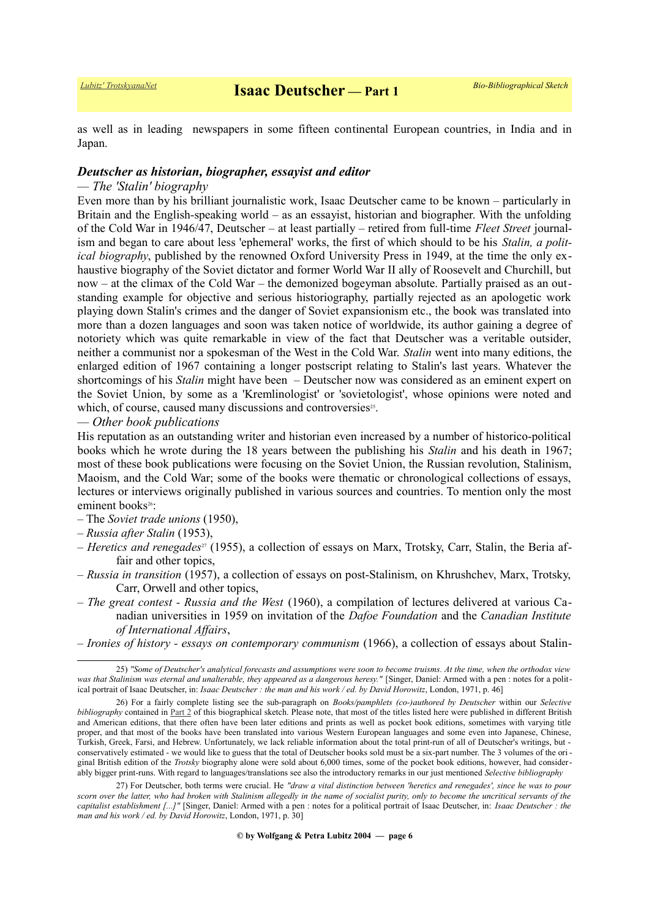as well as in leading newspapers in some fifteen continental European countries, in India and in Japan.

### *Deutscher as historian, biographer, essayist and editor*

*— The 'Stalin' biography*

Even more than by his brilliant journalistic work, Isaac Deutscher came to be known – particularly in Britain and the English-speaking world – as an essayist, historian and biographer. With the unfolding of the Cold War in 1946/47, Deutscher – at least partially – retired from full-time *Fleet Street* journalism and began to care about less 'ephemeral' works, the first of which should to be his *Stalin, a political biography*, published by the renowned Oxford University Press in 1949, at the time the only exhaustive biography of the Soviet dictator and former World War II ally of Roosevelt and Churchill, but now – at the climax of the Cold War – the demonized bogeyman absolute. Partially praised as an outstanding example for objective and serious historiography, partially rejected as an apologetic work playing down Stalin's crimes and the danger of Soviet expansionism etc., the book was translated into more than a dozen languages and soon was taken notice of worldwide, its author gaining a degree of notoriety which was quite remarkable in view of the fact that Deutscher was a veritable outsider, neither a communist nor a spokesman of the West in the Cold War. *Stalin* went into many editions, the enlarged edition of 1967 containing a longer postscript relating to Stalin's last years. Whatever the shortcomings of his *Stalin* might have been – Deutscher now was considered as an eminent expert on the Soviet Union, by some as a 'Kremlinologist' or 'sovietologist', whose opinions were noted and which, of course, caused many discussions and controversies[25].

*— Other book publications*

His reputation as an outstanding writer and historian even increased by a number of historico-political books which he wrote during the 18 years between the publishing his *Stalin* and his death in 1967; most of these book publications were focusing on the Soviet Union, the Russian revolution, Stalinism, Maoism, and the Cold War; some of the books were thematic or chronological collections of essays, lectures or interviews originally published in various sources and countries. To mention only the most eminent books[26]:

– The *Soviet trade unions* (1950),
– *Russia after Stalin* (1953),
– *Heretics and renegades*[27] (1955), a collection of essays on Marx, Trotsky, Carr, Stalin, the Beria affair and other topics,
– *Russia in transition* (1957), a collection of essays on post-Stalinism, on Khrushchev, Marx, Trotsky, Carr, Orwell and other topics,
– *The great contest - Russia and the West* (1960), a compilation of lectures delivered at various Canadian universities in 1959 on invitation of the *Dafoe Foundation* and the *Canadian Institute of International Affairs*,
– *Ironies of history - essays on contemporary communism* (1966), a collection of essays about Stalin-

---

25) *"Some of Deutscher's analytical forecasts and assumptions were soon to become truisms. At the time, when the orthodox view was that Stalinism was eternal and unalterable, they appeared as a dangerous heresy."* [Singer, Daniel: Armed with a pen : notes for a political portrait of Isaac Deutscher, in: *Isaac Deutscher : the man and his work / ed. by David Horowitz*, London, 1971, p. 46]

26) For a fairly complete listing see the sub-paragraph on *Books/pamphlets (co-)authored by Deutscher* within our *Selective bibliography* contained in Part 2 of this biographical sketch. Please note, that most of the titles listed here were published in different British and American editions, that there often have been later editions and prints as well as pocket book editions, sometimes with varying title proper, and that most of the books have been translated into various Western European languages and some even into Japanese, Chinese, Turkish, Greek, Farsi, and Hebrew. Unfortunately, we lack reliable information about the total print-run of all of Deutscher's writings, but - conservatively estimated - we would like to guess that the total of Deutscher books sold must be a six-part number. The 3 volumes of the original British edition of the *Trotsky* biography alone were sold about 6,000 times, some of the pocket book editions, however, had considerably bigger print-runs. With regard to languages/translations see also the introductory remarks in our just mentioned *Selective bibliography*

27) For Deutscher, both terms were crucial. He *"draw a vital distinction between 'heretics and renegades', since he was to pour scorn over the latter, who had broken with Stalinism allegedly in the name of socialist purity, only to become the uncritical servants of the capitalist establishment [...]"* [Singer, Daniel: Armed with a pen : notes for a political portrait of Isaac Deutscher, in: *Isaac Deutscher : the man and his work / ed. by David Horowitz*, London, 1971, p. 30]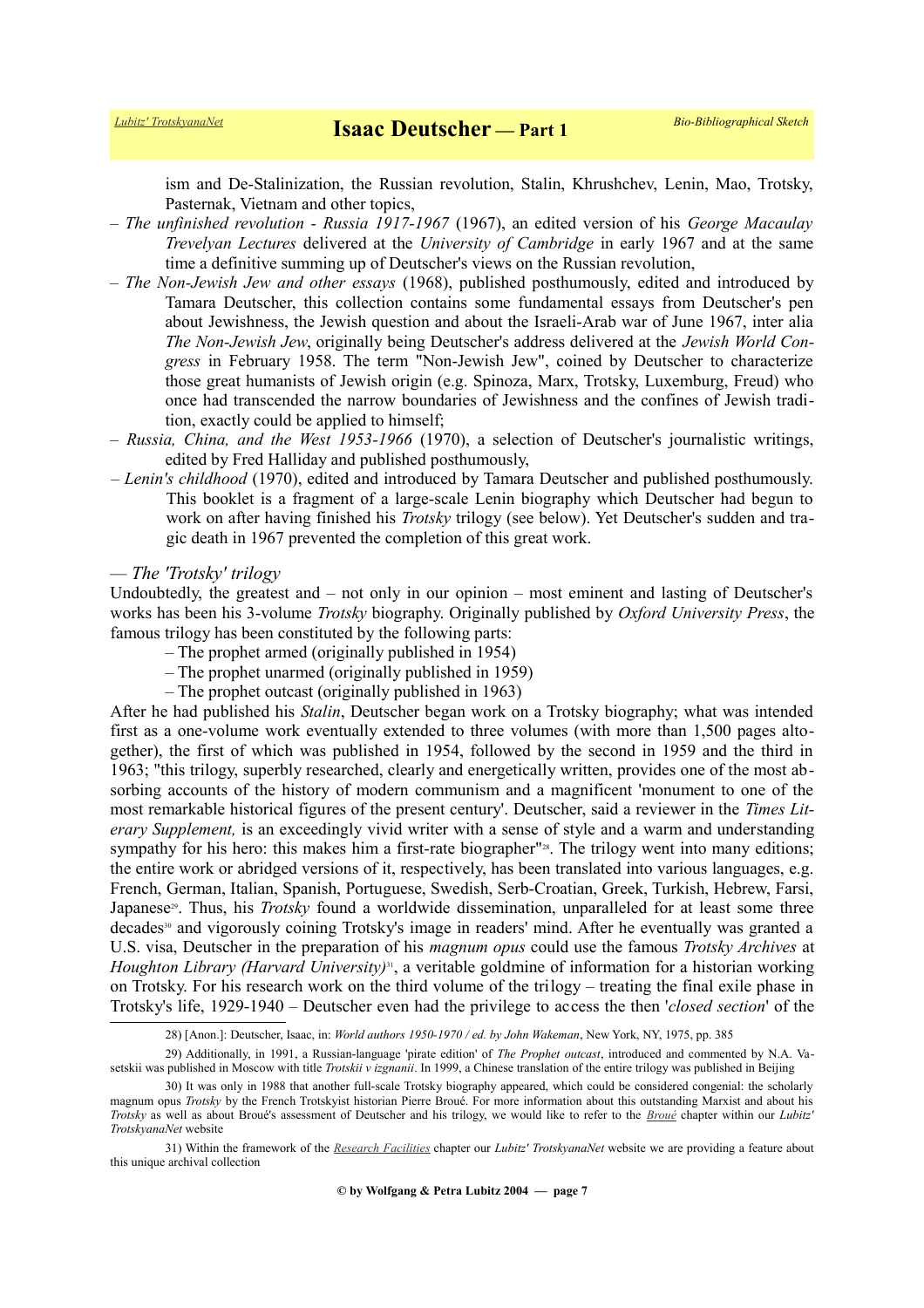ism and De-Stalinization, the Russian revolution, Stalin, Khrushchev, Lenin, Mao, Trotsky, Pasternak, Vietnam and other topics,

– *The unfinished revolution - Russia 1917-1967* (1967), an edited version of his *George Macaulay Trevelyan Lectures* delivered at the *University of Cambridge* in early 1967 and at the same time a definitive summing up of Deutscher's views on the Russian revolution,

– *The Non-Jewish Jew and other essays* (1968), published posthumously, edited and introduced by Tamara Deutscher, this collection contains some fundamental essays from Deutscher's pen about Jewishness, the Jewish question and about the Israeli-Arab war of June 1967, inter alia *The Non-Jewish Jew*, originally being Deutscher's address delivered at the *Jewish World Congress* in February 1958. The term "Non-Jewish Jew", coined by Deutscher to characterize those great humanists of Jewish origin (e.g. Spinoza, Marx, Trotsky, Luxemburg, Freud) who once had transcended the narrow boundaries of Jewishness and the confines of Jewish tradition, exactly could be applied to himself;

– *Russia, China, and the West 1953-1966* (1970), a selection of Deutscher's journalistic writings, edited by Fred Halliday and published posthumously,

– *Lenin's childhood* (1970), edited and introduced by Tamara Deutscher and published posthumously. This booklet is a fragment of a large-scale Lenin biography which Deutscher had begun to work on after having finished his *Trotsky* trilogy (see below). Yet Deutscher's sudden and tragic death in 1967 prevented the completion of this great work.

— *The 'Trotsky' trilogy*

Undoubtedly, the greatest and – not only in our opinion – most eminent and lasting of Deutscher's works has been his 3-volume *Trotsky* biography. Originally published by *Oxford University Press*, the famous trilogy has been constituted by the following parts:

– The prophet armed (originally published in 1954)
– The prophet unarmed (originally published in 1959)
– The prophet outcast (originally published in 1963)

After he had published his *Stalin*, Deutscher began work on a Trotsky biography; what was intended first as a one-volume work eventually extended to three volumes (with more than 1,500 pages altogether), the first of which was published in 1954, followed by the second in 1959 and the third in 1963; "this trilogy, superbly researched, clearly and energetically written, provides one of the most absorbing accounts of the history of modern communism and a magnificent 'monument to one of the most remarkable historical figures of the present century'. Deutscher, said a reviewer in the *Times Literary Supplement,* is an exceedingly vivid writer with a sense of style and a warm and understanding sympathy for his hero: this makes him a first-rate biographer"[28]. The trilogy went into many editions; the entire work or abridged versions of it, respectively, has been translated into various languages, e.g. French, German, Italian, Spanish, Portuguese, Swedish, Serb-Croatian, Greek, Turkish, Hebrew, Farsi, Japanese[29]. Thus, his *Trotsky* found a worldwide dissemination, unparalleled for at least some three decades[30] and vigorously coining Trotsky's image in readers' mind. After he eventually was granted a U.S. visa, Deutscher in the preparation of his *magnum opus* could use the famous *Trotsky Archives* at *Houghton Library (Harvard University)*[31], a veritable goldmine of information for a historian working on Trotsky. For his research work on the third volume of the trilogy – treating the final exile phase in Trotsky's life, 1929-1940 – Deutscher even had the privilege to access the then '*closed section*' of the

---

28) [Anon.]: Deutscher, Isaac, in: *World authors 1950-1970 / ed. by John Wakeman*, New York, NY, 1975, pp. 385

29) Additionally, in 1991, a Russian-language 'pirate edition' of *The Prophet outcast*, introduced and commented by N.A. Vasetskii was published in Moscow with title *Trotskii v izgnanii*. In 1999, a Chinese translation of the entire trilogy was published in Beijing

30) It was only in 1988 that another full-scale Trotsky biography appeared, which could be considered congenial: the scholarly magnum opus *Trotsky* by the French Trotskyist historian Pierre Broué. For more information about this outstanding Marxist and about his *Trotsky* as well as about Broué's assessment of Deutscher and his trilogy, we would like to refer to the Broué chapter within our *Lubitz' TrotskyanaNet* website

31) Within the framework of the Research Facilities chapter our *Lubitz' TrotskyanaNet* website we are providing a feature about this unique archival collection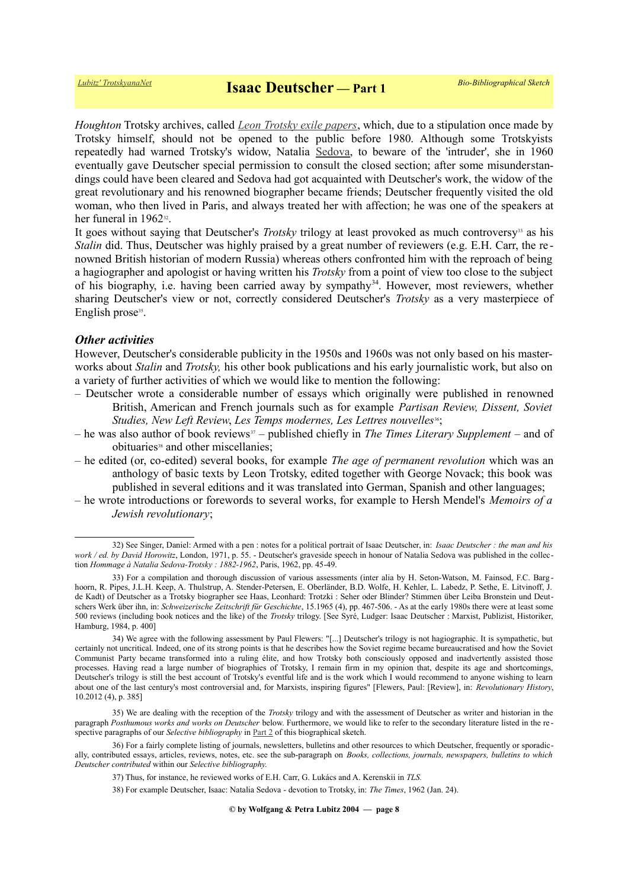*Houghton* Trotsky archives, called *Leon Trotsky exile papers*, which, due to a stipulation once made by Trotsky himself, should not be opened to the public before 1980. Although some Trotskyists repeatedly had warned Trotsky's widow, Natalia Sedova, to beware of the 'intruder', she in 1960 eventually gave Deutscher special permission to consult the closed section; after some misunderstandings could have been cleared and Sedova had got acquainted with Deutscher's work, the widow of the great revolutionary and his renowned biographer became friends; Deutscher frequently visited the old woman, who then lived in Paris, and always treated her with affection; he was one of the speakers at her funeral in 1962[32].

It goes without saying that Deutscher's *Trotsky* trilogy at least provoked as much controversy[33] as his *Stalin* did. Thus, Deutscher was highly praised by a great number of reviewers (e.g. E.H. Carr, the renowned British historian of modern Russia) whereas others confronted him with the reproach of being a hagiographer and apologist or having written his *Trotsky* from a point of view too close to the subject of his biography, i.e. having been carried away by sympathy[34]. However, most reviewers, whether sharing Deutscher's view or not, correctly considered Deutscher's *Trotsky* as a very masterpiece of English prose[35].

### *Other activities*

However, Deutscher's considerable publicity in the 1950s and 1960s was not only based on his masterworks about *Stalin* and *Trotsky,* his other book publications and his early journalistic work, but also on a variety of further activities of which we would like to mention the following:

– Deutscher wrote a considerable number of essays which originally were published in renowned British, American and French journals such as for example *Partisan Review, Dissent, Soviet Studies, New Left Review*, *Les Temps modernes, Les Lettres nouvelles*[36];

– he was also author of book reviews[37] – published chiefly in *The Times Literary Supplement* – and of obituaries[38] and other miscellanies;

– he edited (or, co-edited) several books, for example *The age of permanent revolution* which was an anthology of basic texts by Leon Trotsky, edited together with George Novack; this book was published in several editions and it was translated into German, Spanish and other languages;

– he wrote introductions or forewords to several works, for example to Hersh Mendel's *Memoirs of a Jewish revolutionary*;

---

32) See Singer, Daniel: Armed with a pen : notes for a political portrait of Isaac Deutscher, in: *Isaac Deutscher : the man and his work / ed. by David Horowitz*, London, 1971, p. 55. - Deutscher's graveside speech in honour of Natalia Sedova was published in the collection *Hommage à Natalia Sedova-Trotsky : 1882-1962*, Paris, 1962, pp. 45-49.

33) For a compilation and thorough discussion of various assessments (inter alia by H. Seton-Watson, M. Fainsod, F.C. Barghoorn, R. Pipes, J.L.H. Keep, A. Thulstrup, A. Stender-Petersen, E. Oberländer, B.D. Wolfe, H. Kehler, L. Labedz, P. Sethe, E. Litvinoff, J. de Kadt) of Deutscher as a Trotsky biographer see Haas, Leonhard: Trotzki : Seher oder Blinder? Stimmen über Leiba Bronstein und Deutschers Werk über ihn, in: *Schweizerische Zeitschrift für Geschichte*, 15.1965 (4), pp. 467-506. - As at the early 1980s there were at least some 500 reviews (including book notices and the like) of the *Trotsky* trilogy. [See Syré, Ludger: Isaac Deutscher : Marxist, Publizist, Historiker, Hamburg, 1984, p. 400]

34) We agree with the following assessment by Paul Flewers: "[...] Deutscher's trilogy is not hagiographic. It is sympathetic, but certainly not uncritical. Indeed, one of its strong points is that he describes how the Soviet regime became bureaucratised and how the Soviet Communist Party became transformed into a ruling élite, and how Trotsky both consciously opposed and inadvertently assisted those processes. Having read a large number of biographies of Trotsky, I remain firm in my opinion that, despite its age and shortcomings, Deutscher's trilogy is still the best account of Trotsky's eventful life and is the work which I would recommend to anyone wishing to learn about one of the last century's most controversial and, for Marxists, inspiring figures" [Flewers, Paul: [Review], in: *Revolutionary History*, 10.2012 (4), p. 385]

35) We are dealing with the reception of the *Trotsky* trilogy and with the assessment of Deutscher as writer and historian in the paragraph *Posthumous works and works on Deutscher* below. Furthermore, we would like to refer to the secondary literature listed in the respective paragraphs of our *Selective bibliography* in Part 2 of this biographical sketch.

36) For a fairly complete listing of journals, newsletters, bulletins and other resources to which Deutscher, frequently or sporadically, contributed essays, articles, reviews, notes, etc. see the sub-paragraph on *Books, collections, journals, newspapers, bulletins to which Deutscher contributed* within our *Selective bibliography.*

37) Thus, for instance, he reviewed works of E.H. Carr, G. Lukács and A. Kerenskii in *TLS.*

38) For example Deutscher, Isaac: Natalia Sedova - devotion to Trotsky, in: *The Times*, 1962 (Jan. 24).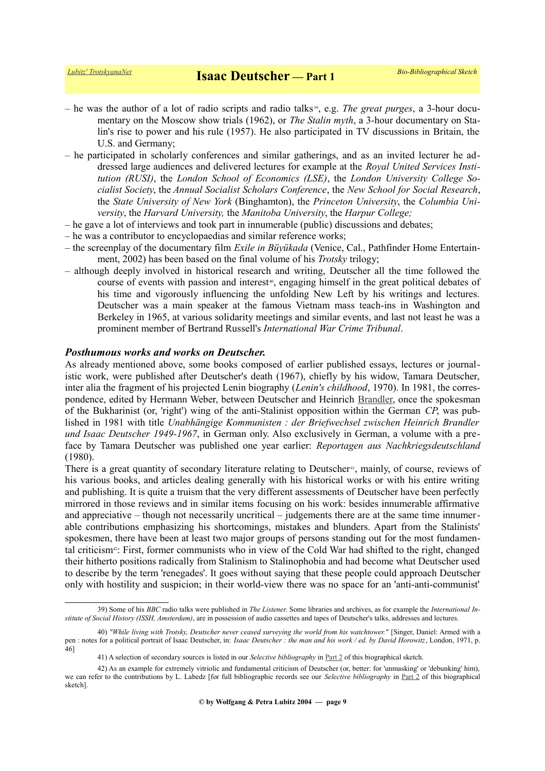– he was the author of a lot of radio scripts and radio talks[39], e.g. *The great purges*, a 3-hour documentary on the Moscow show trials (1962), or *The Stalin myth*, a 3-hour documentary on Stalin's rise to power and his rule (1957). He also participated in TV discussions in Britain, the U.S. and Germany;

– he participated in scholarly conferences and similar gatherings, and as an invited lecturer he addressed large audiences and delivered lectures for example at the *Royal United Services Institution (RUSI)*, the *London School of Economics (LSE)*, the *London University College Socialist Society*, the *Annual Socialist Scholars Conference*, the *New School for Social Research*, the *State University of New York* (Binghamton), the *Princeton University*, the *Columbia University*, the *Harvard University,* the *Manitoba University*, the *Harpur College;*

– he gave a lot of interviews and took part in innumerable (public) discussions and debates;

– he was a contributor to encyclopaedias and similar reference works;

– the screenplay of the documentary film *Exile in Büyükada* (Venice, Cal., Pathfinder Home Entertainment, 2002) has been based on the final volume of his *Trotsky* trilogy;

– although deeply involved in historical research and writing, Deutscher all the time followed the course of events with passion and interest[40], engaging himself in the great political debates of his time and vigorously influencing the unfolding New Left by his writings and lectures. Deutscher was a main speaker at the famous Vietnam mass teach-ins in Washington and Berkeley in 1965, at various solidarity meetings and similar events, and last not least he was a prominent member of Bertrand Russell's *International War Crime Tribunal*.

### *Posthumous works and works on Deutscher.*

As already mentioned above, some books composed of earlier published essays, lectures or journalistic work, were published after Deutscher's death (1967), chiefly by his widow, Tamara Deutscher, inter alia the fragment of his projected Lenin biography (*Lenin's childhood*, 1970). In 1981, the correspondence, edited by Hermann Weber, between Deutscher and Heinrich Brandler, once the spokesman of the Bukharinist (or, 'right') wing of the anti-Stalinist opposition within the German *CP*, was published in 1981 with title *Unabhängige Kommunisten : der Briefwechsel zwischen Heinrich Brandler und Isaac Deutscher 1949-1967*, in German only. Also exclusively in German, a volume with a preface by Tamara Deutscher was published one year earlier: *Reportagen aus Nachkriegsdeutschland* (1980).

There is a great quantity of secondary literature relating to Deutscher[41], mainly, of course, reviews of his various books, and articles dealing generally with his historical works or with his entire writing and publishing. It is quite a truism that the very different assessments of Deutscher have been perfectly mirrored in those reviews and in similar items focusing on his work: besides innumerable affirmative and appreciative – though not necessarily uncritical – judgements there are at the same time innumerable contributions emphasizing his shortcomings, mistakes and blunders. Apart from the Stalinists' spokesmen, there have been at least two major groups of persons standing out for the most fundamental criticism[42]: First, former communists who in view of the Cold War had shifted to the right, changed their hitherto positions radically from Stalinism to Stalinophobia and had become what Deutscher used to describe by the term 'renegades'. It goes without saying that these people could approach Deutscher only with hostility and suspicion; in their world-view there was no space for an 'anti-anti-communist'

---

39) Some of his *BBC* radio talks were published in *The Listener.* Some libraries and archives, as for example the *International Institute of Social History (ISSH, Amsterdam)*, are in possession of audio cassettes and tapes of Deutscher's talks, addresses and lectures.

40) *"While living with Trotsky, Deutscher never ceased surveying the world from his watchtower."* [Singer, Daniel: Armed with a pen : notes for a political portrait of Isaac Deutscher, in: *Isaac Deutscher : the man and his work / ed. by David Horowitz*, London, 1971, p. 46]

41) A selection of secondary sources is listed in our *Selective bibliography* in Part 2 of this biographical sketch.

42) As an example for extremely vitriolic and fundamental criticism of Deutscher (or, better: for 'unmasking' or 'debunking' him), we can refer to the contributions by L. Labedz [for full bibliographic records see our *Selective bibliography* in Part 2 of this biographical sketch].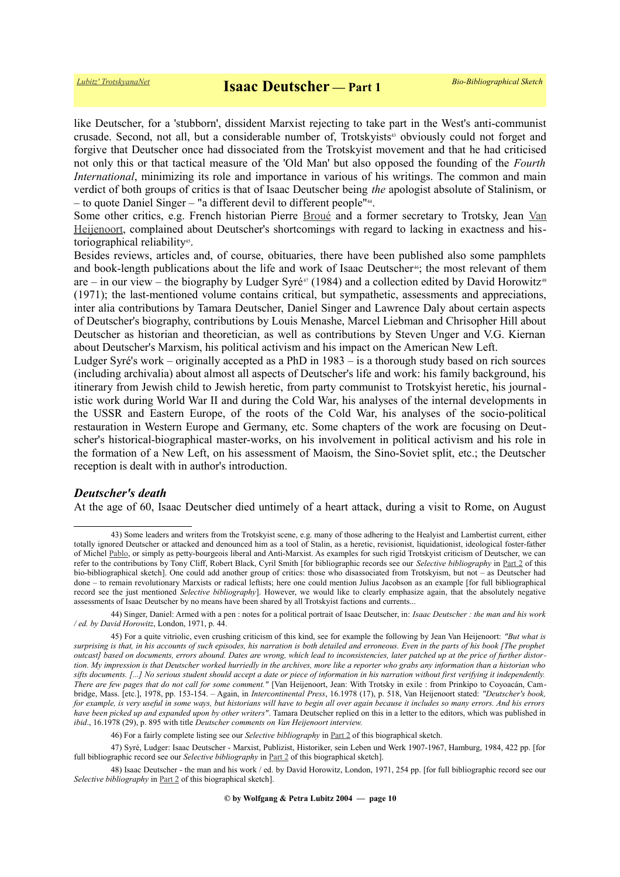like Deutscher, for a 'stubborn', dissident Marxist rejecting to take part in the West's anti-communist crusade. Second, not all, but a considerable number of, Trotskyists[43] obviously could not forget and forgive that Deutscher once had dissociated from the Trotskyist movement and that he had criticised not only this or that tactical measure of the 'Old Man' but also opposed the founding of the *Fourth International*, minimizing its role and importance in various of his writings. The common and main verdict of both groups of critics is that of Isaac Deutscher being *the* apologist absolute of Stalinism, or – to quote Daniel Singer – "a different devil to different people"[44].

Some other critics, e.g. French historian Pierre Broué and a former secretary to Trotsky, Jean Van Heijenoort, complained about Deutscher's shortcomings with regard to lacking in exactness and historiographical reliability[45].

Besides reviews, articles and, of course, obituaries, there have been published also some pamphlets and book-length publications about the life and work of Isaac Deutscher[46]; the most relevant of them are – in our view – the biography by Ludger Syré[47] (1984) and a collection edited by David Horowitz[48] (1971); the last-mentioned volume contains critical, but sympathetic, assessments and appreciations, inter alia contributions by Tamara Deutscher, Daniel Singer and Lawrence Daly about certain aspects of Deutscher's biography, contributions by Louis Menashe, Marcel Liebman and Chrisopher Hill about Deutscher as historian and theoretician, as well as contributions by Steven Unger and V.G. Kiernan about Deutscher's Marxism, his political activism and his impact on the American New Left.

Ludger Syré's work – originally accepted as a PhD in 1983 – is a thorough study based on rich sources (including archivalia) about almost all aspects of Deutscher's life and work: his family background, his itinerary from Jewish child to Jewish heretic, from party communist to Trotskyist heretic, his journalistic work during World War II and during the Cold War, his analyses of the internal developments in the USSR and Eastern Europe, of the roots of the Cold War, his analyses of the socio-political restauration in Western Europe and Germany, etc. Some chapters of the work are focusing on Deutscher's historical-biographical master-works, on his involvement in political activism and his role in the formation of a New Left, on his assessment of Maoism, the Sino-Soviet split, etc.; the Deutscher reception is dealt with in author's introduction.

### *Deutscher's death*

At the age of 60, Isaac Deutscher died untimely of a heart attack, during a visit to Rome, on August

---

43) Some leaders and writers from the Trotskyist scene, e.g. many of those adhering to the Healyist and Lambertist current, either totally ignored Deutscher or attacked and denounced him as a tool of Stalin, as a heretic, revisionist, liquidationist, ideological foster-father of Michel Pablo, or simply as petty-bourgeois liberal and Anti-Marxist. As examples for such rigid Trotskyist criticism of Deutscher, we can refer to the contributions by Tony Cliff, Robert Black, Cyril Smith [for bibliographic records see our *Selective bibliography* in Part 2 of this bio-bibliographical sketch]. One could add another group of critics: those who disassociated from Trotskyism, but not – as Deutscher had done – to remain revolutionary Marxists or radical leftists; here one could mention Julius Jacobson as an example [for full bibliographical record see the just mentioned *Selective bibliography*]. However, we would like to clearly emphasize again, that the absolutely negative assessments of Isaac Deutscher by no means have been shared by all Trotskyist factions and currents...

44) Singer, Daniel: Armed with a pen : notes for a political portrait of Isaac Deutscher, in: *Isaac Deutscher : the man and his work / ed. by David Horowitz*, London, 1971, p. 44.

45) For a quite vitriolic, even crushing criticism of this kind, see for example the following by Jean Van Heijenoort: *"But what is surprising is that, in his accounts of such episodes, his narration is both detailed and erroneous. Even in the parts of his book [The prophet outcast] based on documents, errors abound. Dates are wrong, which lead to inconsistencies, later patched up at the price of further distortion. My impression is that Deutscher worked hurriedly in the archives, more like a reporter who grabs any information than a historian who sifts documents. [...] No serious student should accept a date or piece of information in his narration without first verifying it independently. There are few pages that do not call for some comment."* [Van Heijenoort, Jean: With Trotsky in exile : from Prinkipo to Coyoacán, Cambridge, Mass. [etc.], 1978, pp. 153-154. – Again, in *Intercontinental Press*, 16.1978 (17), p. 518, Van Heijenoort stated: *"Deutscher's book, for example, is very useful in some ways, but historians will have to begin all over again because it includes so many errors. And his errors have been picked up and expanded upon by other writers"*. Tamara Deutscher replied on this in a letter to the editors, which was published in *ibid*., 16.1978 (29), p. 895 with title *Deutscher comments on Van Heijenoort interview.*

46) For a fairly complete listing see our *Selective bibliography* in Part 2 of this biographical sketch.

47) Syré, Ludger: Isaac Deutscher - Marxist, Publizist, Historiker, sein Leben und Werk 1907-1967, Hamburg, 1984, 422 pp. [for full bibliographic record see our *Selective bibliography* in Part 2 of this biographical sketch].

48) Isaac Deutscher - the man and his work / ed. by David Horowitz, London, 1971, 254 pp. [for full bibliographic record see our *Selective bibliography* in Part 2 of this biographical sketch].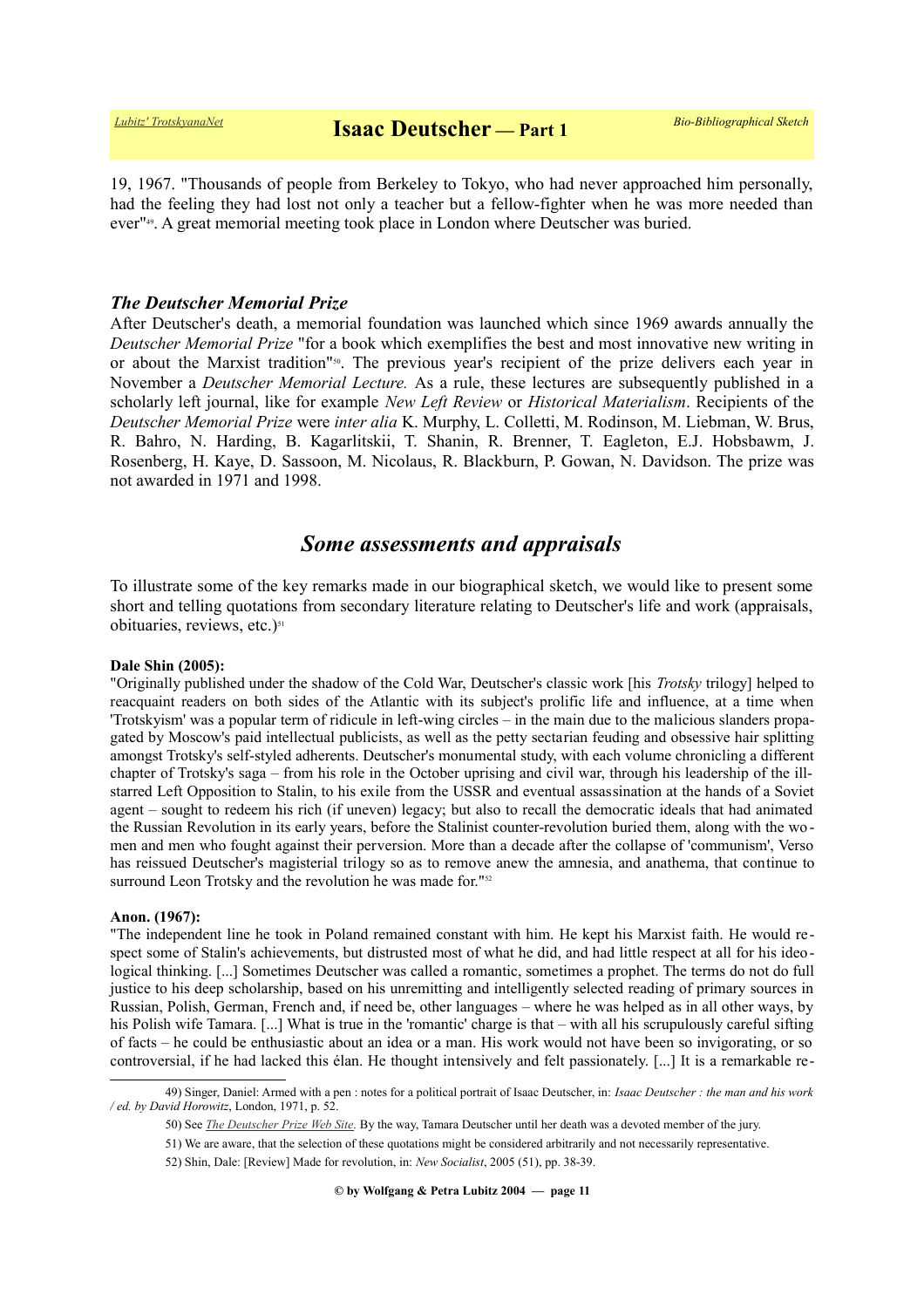19, 1967. "Thousands of people from Berkeley to Tokyo, who had never approached him personally, had the feeling they had lost not only a teacher but a fellow-fighter when he was more needed than ever"[49]. A great memorial meeting took place in London where Deutscher was buried.

### *The Deutscher Memorial Prize*

After Deutscher's death, a memorial foundation was launched which since 1969 awards annually the *Deutscher Memorial Prize* "for a book which exemplifies the best and most innovative new writing in or about the Marxist tradition"[50]. The previous year's recipient of the prize delivers each year in November a *Deutscher Memorial Lecture.* As a rule, these lectures are subsequently published in a scholarly left journal, like for example *New Left Review* or *Historical Materialism*. Recipients of the *Deutscher Memorial Prize* were *inter alia* K. Murphy, L. Colletti, M. Rodinson, M. Liebman, W. Brus, R. Bahro, N. Harding, B. Kagarlitskii, T. Shanin, R. Brenner, T. Eagleton, E.J. Hobsbawm, J. Rosenberg, H. Kaye, D. Sassoon, M. Nicolaus, R. Blackburn, P. Gowan, N. Davidson. The prize was not awarded in 1971 and 1998.

## *Some assessments and appraisals*

To illustrate some of the key remarks made in our biographical sketch, we would like to present some short and telling quotations from secondary literature relating to Deutscher's life and work (appraisals, obituaries, reviews, etc.)[51]

**Dale Shin (2005):**

"Originally published under the shadow of the Cold War, Deutscher's classic work [his *Trotsky* trilogy] helped to reacquaint readers on both sides of the Atlantic with its subject's prolific life and influence, at a time when 'Trotskyism' was a popular term of ridicule in left-wing circles – in the main due to the malicious slanders propagated by Moscow's paid intellectual publicists, as well as the petty sectarian feuding and obsessive hair splitting amongst Trotsky's self-styled adherents. Deutscher's monumental study, with each volume chronicling a different chapter of Trotsky's saga – from his role in the October uprising and civil war, through his leadership of the ill-starred Left Opposition to Stalin, to his exile from the USSR and eventual assassination at the hands of a Soviet agent – sought to redeem his rich (if uneven) legacy; but also to recall the democratic ideals that had animated the Russian Revolution in its early years, before the Stalinist counter-revolution buried them, along with the women and men who fought against their perversion. More than a decade after the collapse of 'communism', Verso has reissued Deutscher's magisterial trilogy so as to remove anew the amnesia, and anathema, that continue to surround Leon Trotsky and the revolution he was made for."[52]

**Anon. (1967):**

"The independent line he took in Poland remained constant with him. He kept his Marxist faith. He would respect some of Stalin's achievements, but distrusted most of what he did, and had little respect at all for his ideological thinking. [...] Sometimes Deutscher was called a romantic, sometimes a prophet. The terms do not do full justice to his deep scholarship, based on his unremitting and intelligently selected reading of primary sources in Russian, Polish, German, French and, if need be, other languages – where he was helped as in all other ways, by his Polish wife Tamara. [...] What is true in the 'romantic' charge is that – with all his scrupulously careful sifting of facts – he could be enthusiastic about an idea or a man. His work would not have been so invigorating, or so controversial, if he had lacked this élan. He thought intensively and felt passionately. [...] It is a remarkable re-

---

49) Singer, Daniel: Armed with a pen : notes for a political portrait of Isaac Deutscher, in: *Isaac Deutscher : the man and his work / ed. by David Horowitz*, London, 1971, p. 52.

50) See *The Deutscher Prize Web Site*. By the way, Tamara Deutscher until her death was a devoted member of the jury.

51) We are aware, that the selection of these quotations might be considered arbitrarily and not necessarily representative.

52) Shin, Dale: [Review] Made for revolution, in: *New Socialist*, 2005 (51), pp. 38-39.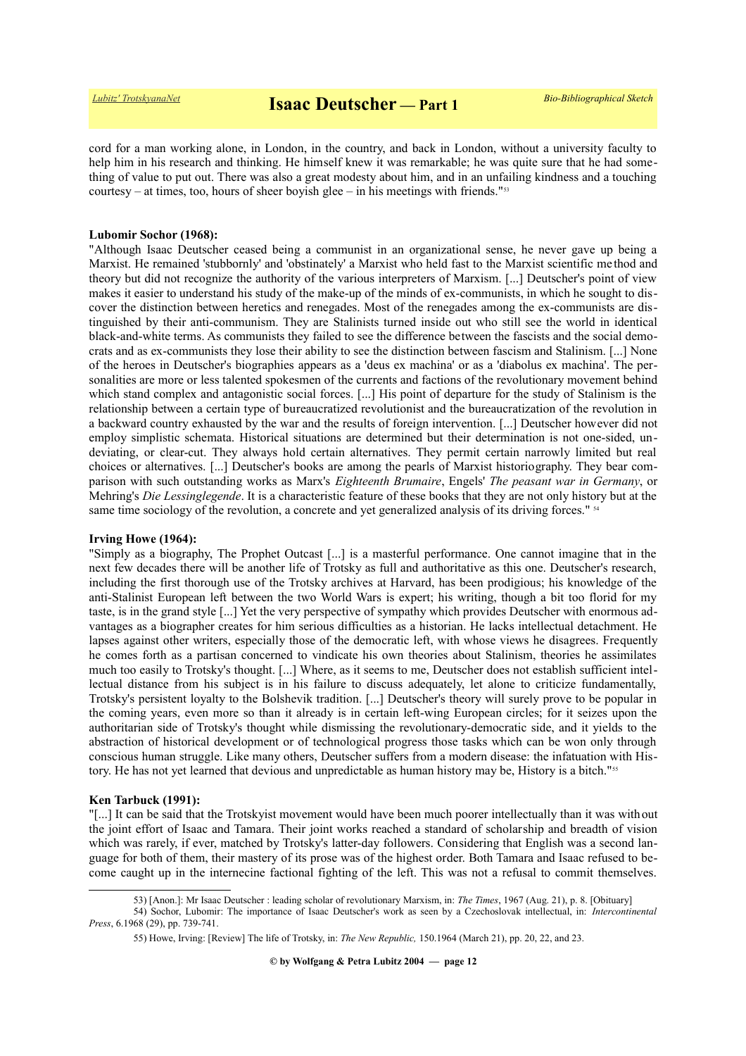cord for a man working alone, in London, in the country, and back in London, without a university faculty to help him in his research and thinking. He himself knew it was remarkable; he was quite sure that he had something of value to put out. There was also a great modesty about him, and in an unfailing kindness and a touching courtesy – at times, too, hours of sheer boyish glee – in his meetings with friends."[53]

**Lubomir Sochor (1968):**
"Although Isaac Deutscher ceased being a communist in an organizational sense, he never gave up being a Marxist. He remained 'stubbornly' and 'obstinately' a Marxist who held fast to the Marxist scientific method and theory but did not recognize the authority of the various interpreters of Marxism. [...] Deutscher's point of view makes it easier to understand his study of the make-up of the minds of ex-communists, in which he sought to discover the distinction between heretics and renegades. Most of the renegades among the ex-communists are distinguished by their anti-communism. They are Stalinists turned inside out who still see the world in identical black-and-white terms. As communists they failed to see the difference between the fascists and the social democrats and as ex-communists they lose their ability to see the distinction between fascism and Stalinism. [...] None of the heroes in Deutscher's biographies appears as a 'deus ex machina' or as a 'diabolus ex machina'. The personalities are more or less talented spokesmen of the currents and factions of the revolutionary movement behind which stand complex and antagonistic social forces. [...] His point of departure for the study of Stalinism is the relationship between a certain type of bureaucratized revolutionist and the bureaucratization of the revolution in a backward country exhausted by the war and the results of foreign intervention. [...] Deutscher however did not employ simplistic schemata. Historical situations are determined but their determination is not one-sided, undeviating, or clear-cut. They always hold certain alternatives. They permit certain narrowly limited but real choices or alternatives. [...] Deutscher's books are among the pearls of Marxist historiography. They bear comparison with such outstanding works as Marx's *Eighteenth Brumaire*, Engels' *The peasant war in Germany*, or Mehring's *Die Lessinglegende*. It is a characteristic feature of these books that they are not only history but at the same time sociology of the revolution, a concrete and yet generalized analysis of its driving forces." [54]

**Irving Howe (1964):**
"Simply as a biography, The Prophet Outcast [...] is a masterful performance. One cannot imagine that in the next few decades there will be another life of Trotsky as full and authoritative as this one. Deutscher's research, including the first thorough use of the Trotsky archives at Harvard, has been prodigious; his knowledge of the anti-Stalinist European left between the two World Wars is expert; his writing, though a bit too florid for my taste, is in the grand style [...] Yet the very perspective of sympathy which provides Deutscher with enormous advantages as a biographer creates for him serious difficulties as a historian. He lacks intellectual detachment. He lapses against other writers, especially those of the democratic left, with whose views he disagrees. Frequently he comes forth as a partisan concerned to vindicate his own theories about Stalinism, theories he assimilates much too easily to Trotsky's thought. [...] Where, as it seems to me, Deutscher does not establish sufficient intellectual distance from his subject is in his failure to discuss adequately, let alone to criticize fundamentally, Trotsky's persistent loyalty to the Bolshevik tradition. [...] Deutscher's theory will surely prove to be popular in the coming years, even more so than it already is in certain left-wing European circles; for it seizes upon the authoritarian side of Trotsky's thought while dismissing the revolutionary-democratic side, and it yields to the abstraction of historical development or of technological progress those tasks which can be won only through conscious human struggle. Like many others, Deutscher suffers from a modern disease: the infatuation with History. He has not yet learned that devious and unpredictable as human history may be, History is a bitch."[55]

**Ken Tarbuck (1991):**
"[...] It can be said that the Trotskyist movement would have been much poorer intellectually than it was without the joint effort of Isaac and Tamara. Their joint works reached a standard of scholarship and breadth of vision which was rarely, if ever, matched by Trotsky's latter-day followers. Considering that English was a second language for both of them, their mastery of its prose was of the highest order. Both Tamara and Isaac refused to become caught up in the internecine factional fighting of the left. This was not a refusal to commit themselves.

---

53) [Anon.]: Mr Isaac Deutscher : leading scholar of revolutionary Marxism, in: *The Times*, 1967 (Aug. 21), p. 8. [Obituary]

54) Sochor, Lubomir: The importance of Isaac Deutscher's work as seen by a Czechoslovak intellectual, in: *Intercontinental Press*, 6.1968 (29), pp. 739-741.

55) Howe, Irving: [Review] The life of Trotsky, in: *The New Republic,* 150.1964 (March 21), pp. 20, 22, and 23.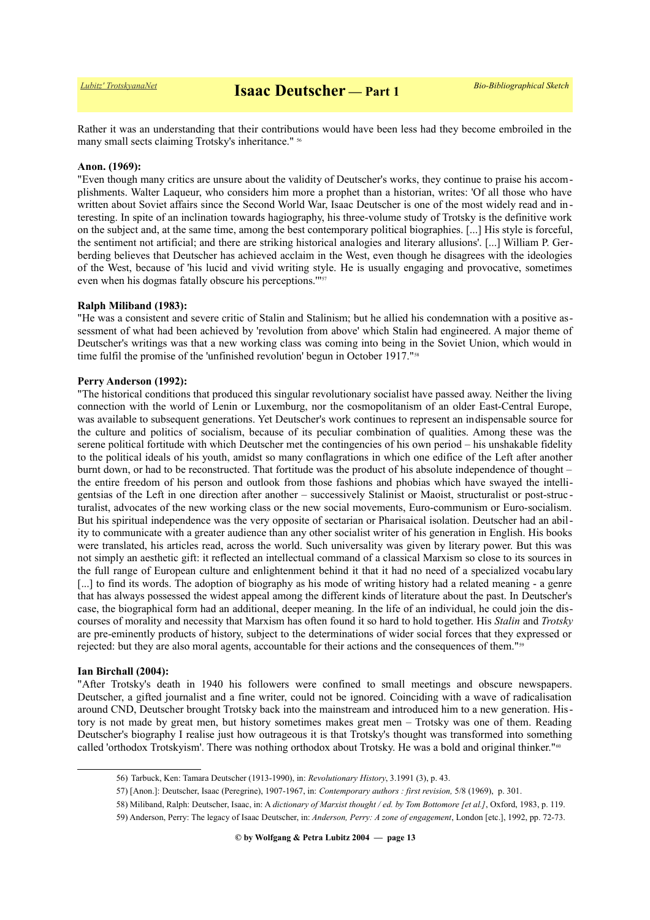Rather it was an understanding that their contributions would have been less had they become embroiled in the many small sects claiming Trotsky's inheritance." [56]

**Anon. (1969):**
"Even though many critics are unsure about the validity of Deutscher's works, they continue to praise his accomplishments. Walter Laqueur, who considers him more a prophet than a historian, writes: 'Of all those who have written about Soviet affairs since the Second World War, Isaac Deutscher is one of the most widely read and interesting. In spite of an inclination towards hagiography, his three-volume study of Trotsky is the definitive work on the subject and, at the same time, among the best contemporary political biographies. [...] His style is forceful, the sentiment not artificial; and there are striking historical analogies and literary allusions'. [...] William P. Gerberding believes that Deutscher has achieved acclaim in the West, even though he disagrees with the ideologies of the West, because of 'his lucid and vivid writing style. He is usually engaging and provocative, sometimes even when his dogmas fatally obscure his perceptions.'"[57]

**Ralph Miliband (1983):**
"He was a consistent and severe critic of Stalin and Stalinism; but he allied his condemnation with a positive assessment of what had been achieved by 'revolution from above' which Stalin had engineered. A major theme of Deutscher's writings was that a new working class was coming into being in the Soviet Union, which would in time fulfil the promise of the 'unfinished revolution' begun in October 1917."[58]

**Perry Anderson (1992):**
"The historical conditions that produced this singular revolutionary socialist have passed away. Neither the living connection with the world of Lenin or Luxemburg, nor the cosmopolitanism of an older East-Central Europe, was available to subsequent generations. Yet Deutscher's work continues to represent an indispensable source for the culture and politics of socialism, because of its peculiar combination of qualities. Among these was the serene political fortitude with which Deutscher met the contingencies of his own period – his unshakable fidelity to the political ideals of his youth, amidst so many conflagrations in which one edifice of the Left after another burnt down, or had to be reconstructed. That fortitude was the product of his absolute independence of thought – the entire freedom of his person and outlook from those fashions and phobias which have swayed the intelligentsias of the Left in one direction after another – successively Stalinist or Maoist, structuralist or post-structuralist, advocates of the new working class or the new social movements, Euro-communism or Euro-socialism. But his spiritual independence was the very opposite of sectarian or Pharisaical isolation. Deutscher had an ability to communicate with a greater audience than any other socialist writer of his generation in English. His books were translated, his articles read, across the world. Such universality was given by literary power. But this was not simply an aesthetic gift: it reflected an intellectual command of a classical Marxism so close to its sources in the full range of European culture and enlightenment behind it that it had no need of a specialized vocabulary [...] to find its words. The adoption of biography as his mode of writing history had a related meaning - a genre that has always possessed the widest appeal among the different kinds of literature about the past. In Deutscher's case, the biographical form had an additional, deeper meaning. In the life of an individual, he could join the discourses of morality and necessity that Marxism has often found it so hard to hold together. His *Stalin* and *Trotsky* are pre-eminently products of history, subject to the determinations of wider social forces that they expressed or rejected: but they are also moral agents, accountable for their actions and the consequences of them."[59]

**Ian Birchall (2004):**
"After Trotsky's death in 1940 his followers were confined to small meetings and obscure newspapers. Deutscher, a gifted journalist and a fine writer, could not be ignored. Coinciding with a wave of radicalisation around CND, Deutscher brought Trotsky back into the mainstream and introduced him to a new generation. History is not made by great men, but history sometimes makes great men – Trotsky was one of them. Reading Deutscher's biography I realise just how outrageous it is that Trotsky's thought was transformed into something called 'orthodox Trotskyism'. There was nothing orthodox about Trotsky. He was a bold and original thinker."[60]

---

56) Tarbuck, Ken: Tamara Deutscher (1913-1990), in: *Revolutionary History*, 3.1991 (3), p. 43.

57) [Anon.]: Deutscher, Isaac (Peregrine), 1907-1967, in: *Contemporary authors : first revision,* 5/8 (1969), p. 301.

58) Miliband, Ralph: Deutscher, Isaac, in: A *dictionary of Marxist thought / ed. by Tom Bottomore [et al.]*, Oxford, 1983, p. 119.

59) Anderson, Perry: The legacy of Isaac Deutscher, in: *Anderson, Perry: A zone of engagement*, London [etc.], 1992, pp. 72-73.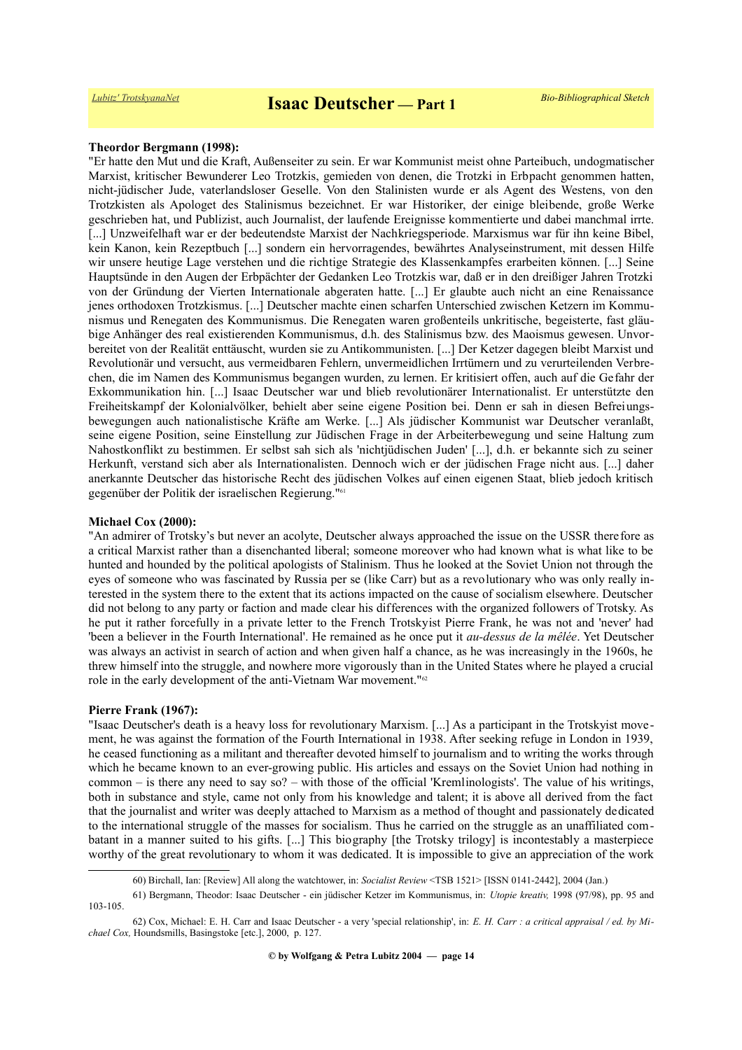**Theordor Bergmann (1998):**

"Er hatte den Mut und die Kraft, Außenseiter zu sein. Er war Kommunist meist ohne Parteibuch, undogmatischer Marxist, kritischer Bewunderer Leo Trotzkis, gemieden von denen, die Trotzki in Erbpacht genommen hatten, nicht-jüdischer Jude, vaterlandsloser Geselle. Von den Stalinisten wurde er als Agent des Westens, von den Trotzkisten als Apologet des Stalinismus bezeichnet. Er war Historiker, der einige bleibende, große Werke geschrieben hat, und Publizist, auch Journalist, der laufende Ereignisse kommentierte und dabei manchmal irrte. [...] Unzweifelhaft war er der bedeutendste Marxist der Nachkriegsperiode. Marxismus war für ihn keine Bibel, kein Kanon, kein Rezeptbuch [...] sondern ein hervorragendes, bewährtes Analyseinstrument, mit dessen Hilfe wir unsere heutige Lage verstehen und die richtige Strategie des Klassenkampfes erarbeiten können. [...] Seine Hauptsünde in den Augen der Erbpächter der Gedanken Leo Trotzkis war, daß er in den dreißiger Jahren Trotzki von der Gründung der Vierten Internationale abgeraten hatte. [...] Er glaubte auch nicht an eine Renaissance jenes orthodoxen Trotzkismus. [...] Deutscher machte einen scharfen Unterschied zwischen Ketzern im Kommunismus und Renegaten des Kommunismus. Die Renegaten waren großenteils unkritische, begeisterte, fast gläubige Anhänger des real existierenden Kommunismus, d.h. des Stalinismus bzw. des Maoismus gewesen. Unvorbereitet von der Realität enttäuscht, wurden sie zu Antikommunisten. [...] Der Ketzer dagegen bleibt Marxist und Revolutionär und versucht, aus vermeidbaren Fehlern, unvermeidlichen Irrtümern und zu verurteilenden Verbrechen, die im Namen des Kommunismus begangen wurden, zu lernen. Er kritisiert offen, auch auf die Gefahr der Exkommunikation hin. [...] Isaac Deutscher war und blieb revolutionärer Internationalist. Er unterstützte den Freiheitskampf der Kolonialvölker, behielt aber seine eigene Position bei. Denn er sah in diesen Befreiungsbewegungen auch nationalistische Kräfte am Werke. [...] Als jüdischer Kommunist war Deutscher veranlaßt, seine eigene Position, seine Einstellung zur Jüdischen Frage in der Arbeiterbewegung und seine Haltung zum Nahostkonflikt zu bestimmen. Er selbst sah sich als 'nichtjüdischen Juden' [...], d.h. er bekannte sich zu seiner Herkunft, verstand sich aber als Internationalisten. Dennoch wich er der jüdischen Frage nicht aus. [...] daher anerkannte Deutscher das historische Recht des jüdischen Volkes auf einen eigenen Staat, blieb jedoch kritisch gegenüber der Politik der israelischen Regierung."[61]

**Michael Cox (2000):**

"An admirer of Trotsky's but never an acolyte, Deutscher always approached the issue on the USSR therefore as a critical Marxist rather than a disenchanted liberal; someone moreover who had known what is what like to be hunted and hounded by the political apologists of Stalinism. Thus he looked at the Soviet Union not through the eyes of someone who was fascinated by Russia per se (like Carr) but as a revolutionary who was only really interested in the system there to the extent that its actions impacted on the cause of socialism elsewhere. Deutscher did not belong to any party or faction and made clear his differences with the organized followers of Trotsky. As he put it rather forcefully in a private letter to the French Trotskyist Pierre Frank, he was not and 'never' had 'been a believer in the Fourth International'. He remained as he once put it *au-dessus de la mêlée*. Yet Deutscher was always an activist in search of action and when given half a chance, as he was increasingly in the 1960s, he threw himself into the struggle, and nowhere more vigorously than in the United States where he played a crucial role in the early development of the anti-Vietnam War movement."[62]

**Pierre Frank (1967):**

"Isaac Deutscher's death is a heavy loss for revolutionary Marxism. [...] As a participant in the Trotskyist movement, he was against the formation of the Fourth International in 1938. After seeking refuge in London in 1939, he ceased functioning as a militant and thereafter devoted himself to journalism and to writing the works through which he became known to an ever-growing public. His articles and essays on the Soviet Union had nothing in common – is there any need to say so? – with those of the official 'Kremlinologists'. The value of his writings, both in substance and style, came not only from his knowledge and talent; it is above all derived from the fact that the journalist and writer was deeply attached to Marxism as a method of thought and passionately dedicated to the international struggle of the masses for socialism. Thus he carried on the struggle as an unaffiliated combatant in a manner suited to his gifts. [...] This biography [the Trotsky trilogy] is incontestably a masterpiece worthy of the great revolutionary to whom it was dedicated. It is impossible to give an appreciation of the work

---

60) Birchall, Ian: [Review] All along the watchtower, in: *Socialist Review* <TSB 1521> [ISSN 0141-2442], 2004 (Jan.)

61) Bergmann, Theodor: Isaac Deutscher - ein jüdischer Ketzer im Kommunismus, in: *Utopie kreativ,* 1998 (97/98), pp. 95 and 103-105.

62) Cox, Michael: E. H. Carr and Isaac Deutscher - a very 'special relationship', in: *E. H. Carr : a critical appraisal / ed. by Michael Cox,* Houndsmills, Basingstoke [etc.], 2000, p. 127.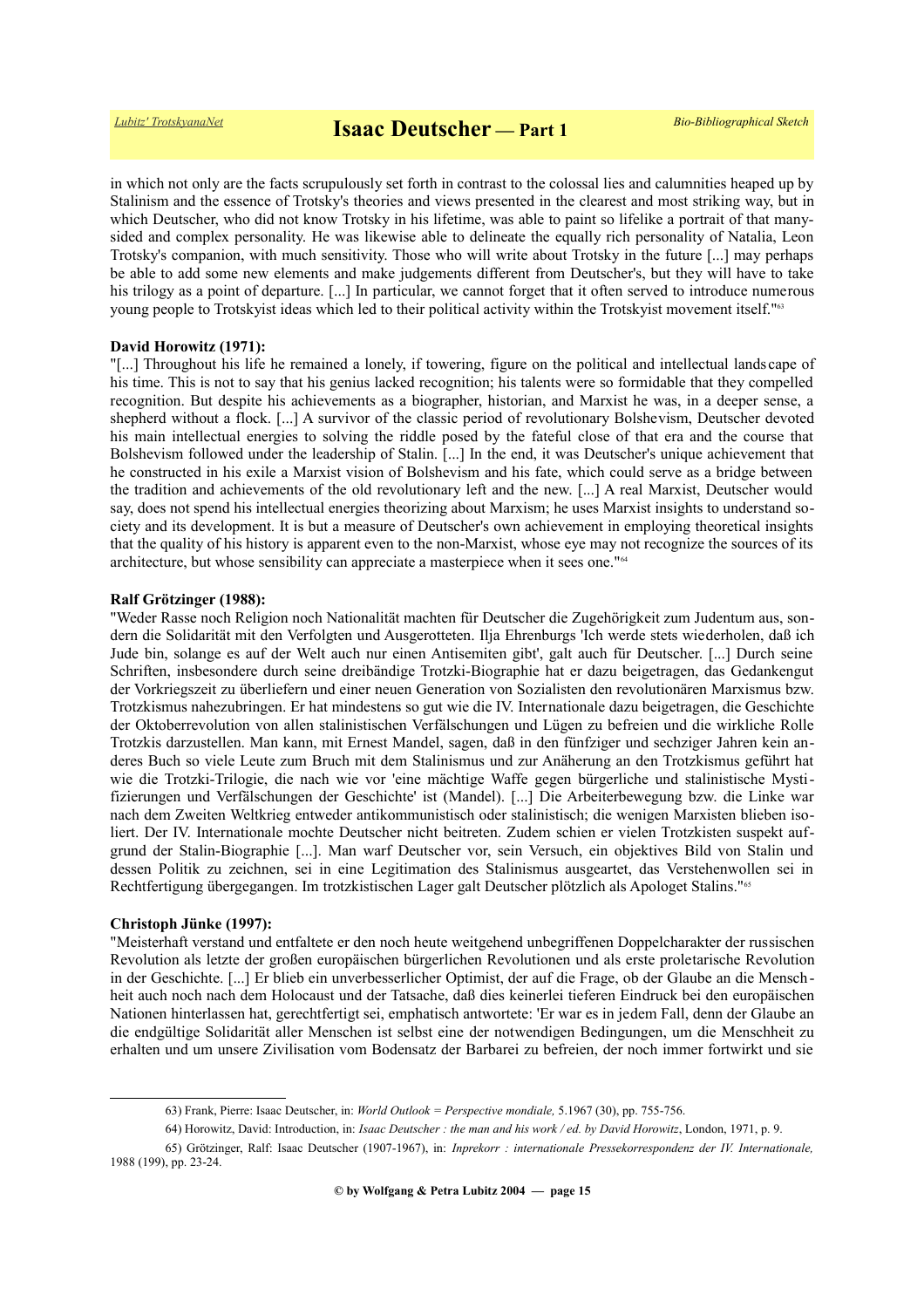in which not only are the facts scrupulously set forth in contrast to the colossal lies and calumnities heaped up by Stalinism and the essence of Trotsky's theories and views presented in the clearest and most striking way, but in which Deutscher, who did not know Trotsky in his lifetime, was able to paint so lifelike a portrait of that many-sided and complex personality. He was likewise able to delineate the equally rich personality of Natalia, Leon Trotsky's companion, with much sensitivity. Those who will write about Trotsky in the future [...] may perhaps be able to add some new elements and make judgements different from Deutscher's, but they will have to take his trilogy as a point of departure. [...] In particular, we cannot forget that it often served to introduce numerous young people to Trotskyist ideas which led to their political activity within the Trotskyist movement itself."[63]

**David Horowitz (1971):**
"[...] Throughout his life he remained a lonely, if towering, figure on the political and intellectual landscape of his time. This is not to say that his genius lacked recognition; his talents were so formidable that they compelled recognition. But despite his achievements as a biographer, historian, and Marxist he was, in a deeper sense, a shepherd without a flock. [...] A survivor of the classic period of revolutionary Bolshevism, Deutscher devoted his main intellectual energies to solving the riddle posed by the fateful close of that era and the course that Bolshevism followed under the leadership of Stalin. [...] In the end, it was Deutscher's unique achievement that he constructed in his exile a Marxist vision of Bolshevism and his fate, which could serve as a bridge between the tradition and achievements of the old revolutionary left and the new. [...] A real Marxist, Deutscher would say, does not spend his intellectual energies theorizing about Marxism; he uses Marxist insights to understand society and its development. It is but a measure of Deutscher's own achievement in employing theoretical insights that the quality of his history is apparent even to the non-Marxist, whose eye may not recognize the sources of its architecture, but whose sensibility can appreciate a masterpiece when it sees one."[64]

**Ralf Grötzinger (1988):**
"Weder Rasse noch Religion noch Nationalität machten für Deutscher die Zugehörigkeit zum Judentum aus, sondern die Solidarität mit den Verfolgten und Ausgerotteten. Ilja Ehrenburgs 'Ich werde stets wiederholen, daß ich Jude bin, solange es auf der Welt auch nur einen Antisemiten gibt', galt auch für Deutscher. [...] Durch seine Schriften, insbesondere durch seine dreibändige Trotzki-Biographie hat er dazu beigetragen, das Gedankengut der Vorkriegszeit zu überliefern und einer neuen Generation von Sozialisten den revolutionären Marxismus bzw. Trotzkismus nahezubringen. Er hat mindestens so gut wie die IV. Internationale dazu beigetragen, die Geschichte der Oktoberrevolution von allen stalinistischen Verfälschungen und Lügen zu befreien und die wirkliche Rolle Trotzkis darzustellen. Man kann, mit Ernest Mandel, sagen, daß in den fünfziger und sechziger Jahren kein anderes Buch so viele Leute zum Bruch mit dem Stalinismus und zur Annäherung an den Trotzkismus geführt hat wie die Trotzki-Trilogie, die nach wie vor 'eine mächtige Waffe gegen bürgerliche und stalinistische Mystifizierungen und Verfälschungen der Geschichte' ist (Mandel). [...] Die Arbeiterbewegung bzw. die Linke war nach dem Zweiten Weltkrieg entweder antikommunistisch oder stalinistisch; die wenigen Marxisten blieben isoliert. Der IV. Internationale mochte Deutscher nicht beitreten. Zudem schien er vielen Trotzkisten suspekt aufgrund der Stalin-Biographie [...]. Man warf Deutscher vor, sein Versuch, ein objektives Bild von Stalin und dessen Politik zu zeichnen, sei in eine Legitimation des Stalinismus ausgeartet, das Verstehenwollen sei in Rechtfertigung übergegangen. Im trotzkistischen Lager galt Deutscher plötzlich als Apologet Stalins."[65]

**Christoph Jünke (1997):**
"Meisterhaft verstand und entfaltete er den noch heute weitgehend unbegriffenen Doppelcharakter der russischen Revolution als letzte der großen europäischen bürgerlichen Revolutionen und als erste proletarische Revolution in der Geschichte. [...] Er blieb ein unverbesserlicher Optimist, der auf die Frage, ob der Glaube an die Menschheit auch noch nach dem Holocaust und der Tatsache, daß dies keinerlei tieferen Eindruck bei den europäischen Nationen hinterlassen hat, gerechtfertigt sei, emphatisch antwortete: 'Er war es in jedem Fall, denn der Glaube an die endgültige Solidarität aller Menschen ist selbst eine der notwendigen Bedingungen, um die Menschheit zu erhalten und um unsere Zivilisation vom Bodensatz der Barbarei zu befreien, der noch immer fortwirkt und sie

---

63) Frank, Pierre: Isaac Deutscher, in: *World Outlook = Perspective mondiale,* 5.1967 (30), pp. 755-756.

64) Horowitz, David: Introduction, in: *Isaac Deutscher : the man and his work / ed. by David Horowitz*, London, 1971, p. 9.

65) Grötzinger, Ralf: Isaac Deutscher (1907-1967), in: *Inprekorr : internationale Pressekorrespondenz der IV. Internationale,* 1988 (199), pp. 23-24.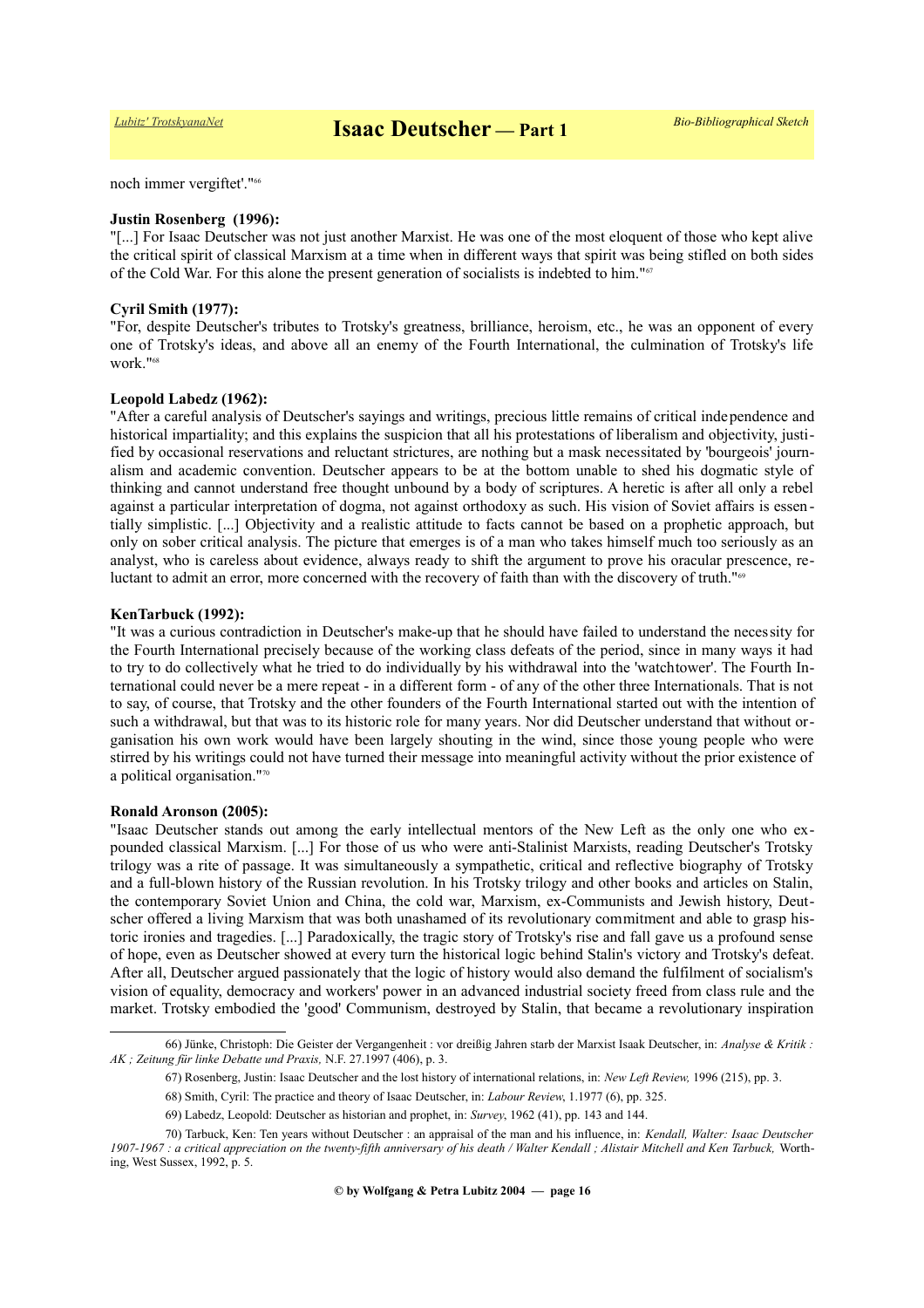noch immer vergiftet'."[66]

**Justin Rosenberg (1996):**
"[...] For Isaac Deutscher was not just another Marxist. He was one of the most eloquent of those who kept alive the critical spirit of classical Marxism at a time when in different ways that spirit was being stifled on both sides of the Cold War. For this alone the present generation of socialists is indebted to him."[67]

**Cyril Smith (1977):**
"For, despite Deutscher's tributes to Trotsky's greatness, brilliance, heroism, etc., he was an opponent of every one of Trotsky's ideas, and above all an enemy of the Fourth International, the culmination of Trotsky's life work."[68]

**Leopold Labedz (1962):**
"After a careful analysis of Deutscher's sayings and writings, precious little remains of critical independence and historical impartiality; and this explains the suspicion that all his protestations of liberalism and objectivity, justified by occasional reservations and reluctant strictures, are nothing but a mask necessitated by 'bourgeois' journalism and academic convention. Deutscher appears to be at the bottom unable to shed his dogmatic style of thinking and cannot understand free thought unbound by a body of scriptures. A heretic is after all only a rebel against a particular interpretation of dogma, not against orthodoxy as such. His vision of Soviet affairs is essentially simplistic. [...] Objectivity and a realistic attitude to facts cannot be based on a prophetic approach, but only on sober critical analysis. The picture that emerges is of a man who takes himself much too seriously as an analyst, who is careless about evidence, always ready to shift the argument to prove his oracular prescence, reluctant to admit an error, more concerned with the recovery of faith than with the discovery of truth."[69]

**KenTarbuck (1992):**
"It was a curious contradiction in Deutscher's make-up that he should have failed to understand the necessity for the Fourth International precisely because of the working class defeats of the period, since in many ways it had to try to do collectively what he tried to do individually by his withdrawal into the 'watchtower'. The Fourth International could never be a mere repeat - in a different form - of any of the other three Internationals. That is not to say, of course, that Trotsky and the other founders of the Fourth International started out with the intention of such a withdrawal, but that was to its historic role for many years. Nor did Deutscher understand that without organisation his own work would have been largely shouting in the wind, since those young people who were stirred by his writings could not have turned their message into meaningful activity without the prior existence of a political organisation."[70]

**Ronald Aronson (2005):**
"Isaac Deutscher stands out among the early intellectual mentors of the New Left as the only one who expounded classical Marxism. [...] For those of us who were anti-Stalinist Marxists, reading Deutscher's Trotsky trilogy was a rite of passage. It was simultaneously a sympathetic, critical and reflective biography of Trotsky and a full-blown history of the Russian revolution. In his Trotsky trilogy and other books and articles on Stalin, the contemporary Soviet Union and China, the cold war, Marxism, ex-Communists and Jewish history, Deutscher offered a living Marxism that was both unashamed of its revolutionary commitment and able to grasp historic ironies and tragedies. [...] Paradoxically, the tragic story of Trotsky's rise and fall gave us a profound sense of hope, even as Deutscher showed at every turn the historical logic behind Stalin's victory and Trotsky's defeat. After all, Deutscher argued passionately that the logic of history would also demand the fulfilment of socialism's vision of equality, democracy and workers' power in an advanced industrial society freed from class rule and the market. Trotsky embodied the 'good' Communism, destroyed by Stalin, that became a revolutionary inspiration

---

66) Jünke, Christoph: Die Geister der Vergangenheit : vor dreißig Jahren starb der Marxist Isaak Deutscher, in: *Analyse & Kritik : AK ; Zeitung für linke Debatte und Praxis,* N.F. 27.1997 (406), p. 3.

67) Rosenberg, Justin: Isaac Deutscher and the lost history of international relations, in: *New Left Review,* 1996 (215), pp. 3.

68) Smith, Cyril: The practice and theory of Isaac Deutscher, in: *Labour Review*, 1.1977 (6), pp. 325.

69) Labedz, Leopold: Deutscher as historian and prophet, in: *Survey*, 1962 (41), pp. 143 and 144.

70) Tarbuck, Ken: Ten years without Deutscher : an appraisal of the man and his influence, in: *Kendall, Walter: Isaac Deutscher 1907-1967 : a critical appreciation on the twenty-fifth anniversary of his death / Walter Kendall ; Alistair Mitchell and Ken Tarbuck,* Worthing, West Sussex, 1992, p. 5.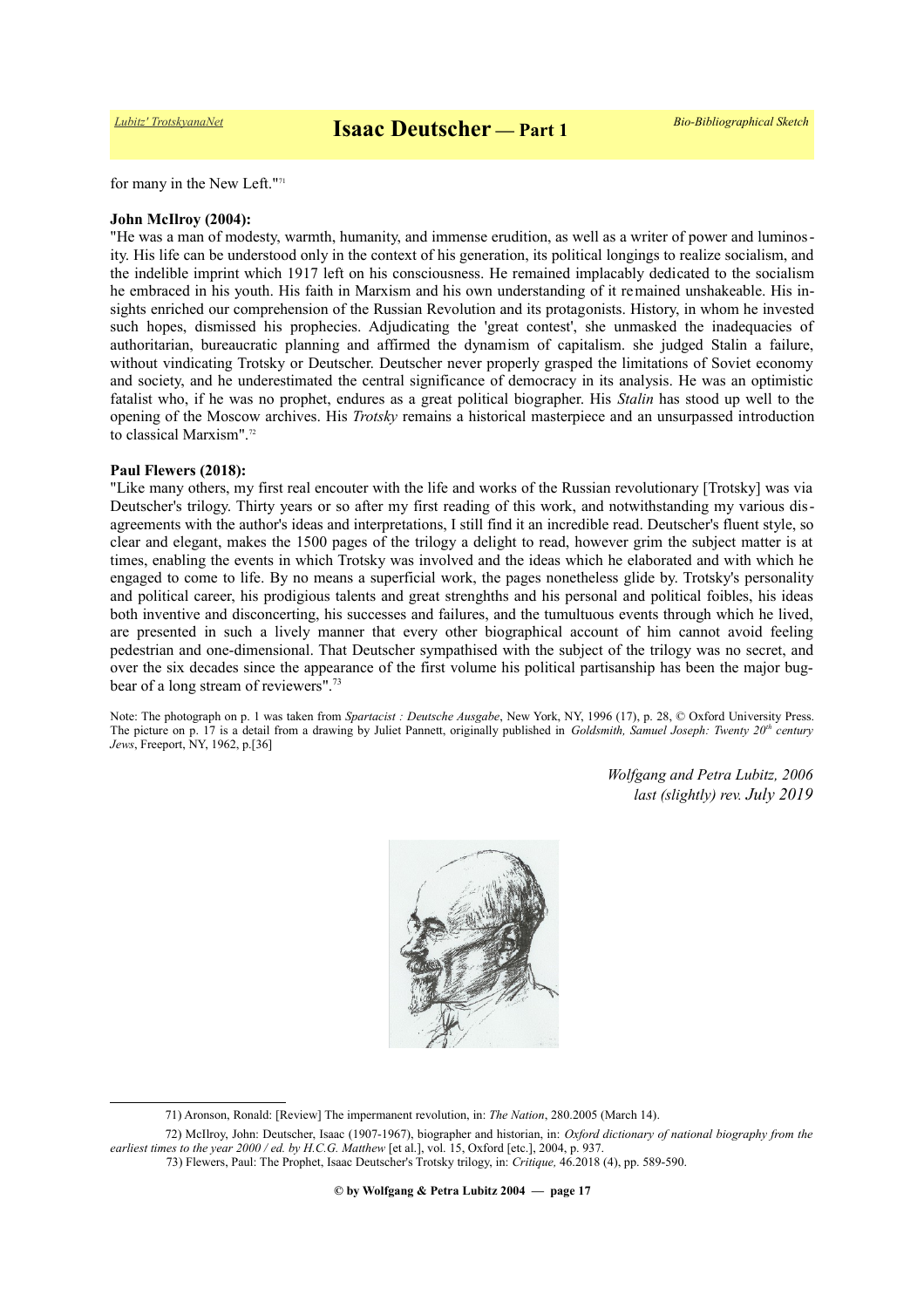for many in the New Left."[71]

**John McIlroy (2004):**

"He was a man of modesty, warmth, humanity, and immense erudition, as well as a writer of power and luminosity. His life can be understood only in the context of his generation, its political longings to realize socialism, and the indelible imprint which 1917 left on his consciousness. He remained implacably dedicated to the socialism he embraced in his youth. His faith in Marxism and his own understanding of it remained unshakeable. His insights enriched our comprehension of the Russian Revolution and its protagonists. History, in whom he invested such hopes, dismissed his prophecies. Adjudicating the 'great contest', she unmasked the inadequacies of authoritarian, bureaucratic planning and affirmed the dynamism of capitalism. she judged Stalin a failure, without vindicating Trotsky or Deutscher. Deutscher never properly grasped the limitations of Soviet economy and society, and he underestimated the central significance of democracy in its analysis. He was an optimistic fatalist who, if he was no prophet, endures as a great political biographer. His *Stalin* has stood up well to the opening of the Moscow archives. His *Trotsky* remains a historical masterpiece and an unsurpassed introduction to classical Marxism".[72]

**Paul Flewers (2018):**

"Like many others, my first real encouter with the life and works of the Russian revolutionary [Trotsky] was via Deutscher's trilogy. Thirty years or so after my first reading of this work, and notwithstanding my various disagreements with the author's ideas and interpretations, I still find it an incredible read. Deutscher's fluent style, so clear and elegant, makes the 1500 pages of the trilogy a delight to read, however grim the subject matter is at times, enabling the events in which Trotsky was involved and the ideas which he elaborated and with which he engaged to come to life. By no means a superficial work, the pages nonetheless glide by. Trotsky's personality and political career, his prodigious talents and great strenghths and his personal and political foibles, his ideas both inventive and disconcerting, his successes and failures, and the tumultuous events through which he lived, are presented in such a lively manner that every other biographical account of him cannot avoid feeling pedestrian and one-dimensional. That Deutscher sympathised with the subject of the trilogy was no secret, and over the six decades since the appearance of the first volume his political partisanship has been the major bugbear of a long stream of reviewers".[73]

Note: The photograph on p. 1 was taken from *Spartacist : Deutsche Ausgabe*, New York, NY, 1996 (17), p. 28, © Oxford University Press. The picture on p. 17 is a detail from a drawing by Juliet Pannett, originally published in *Goldsmith, Samuel Joseph: Twenty 20th century Jews*, Freeport, NY, 1962, p.[36]

*Wolfgang and Petra Lubitz, 2006*
*last (slightly) rev. July 2019*

71) Aronson, Ronald: [Review] The impermanent revolution, in: *The Nation*, 280.2005 (March 14).

72) McIlroy, John: Deutscher, Isaac (1907-1967), biographer and historian, in: *Oxford dictionary of national biography from the earliest times to the year 2000 / ed. by H.C.G. Matthew* [et al.], vol. 15, Oxford [etc.], 2004, p. 937.

73) Flewers, Paul: The Prophet, Isaac Deutscher's Trotsky trilogy, in: *Critique,* 46.2018 (4), pp. 589-590.